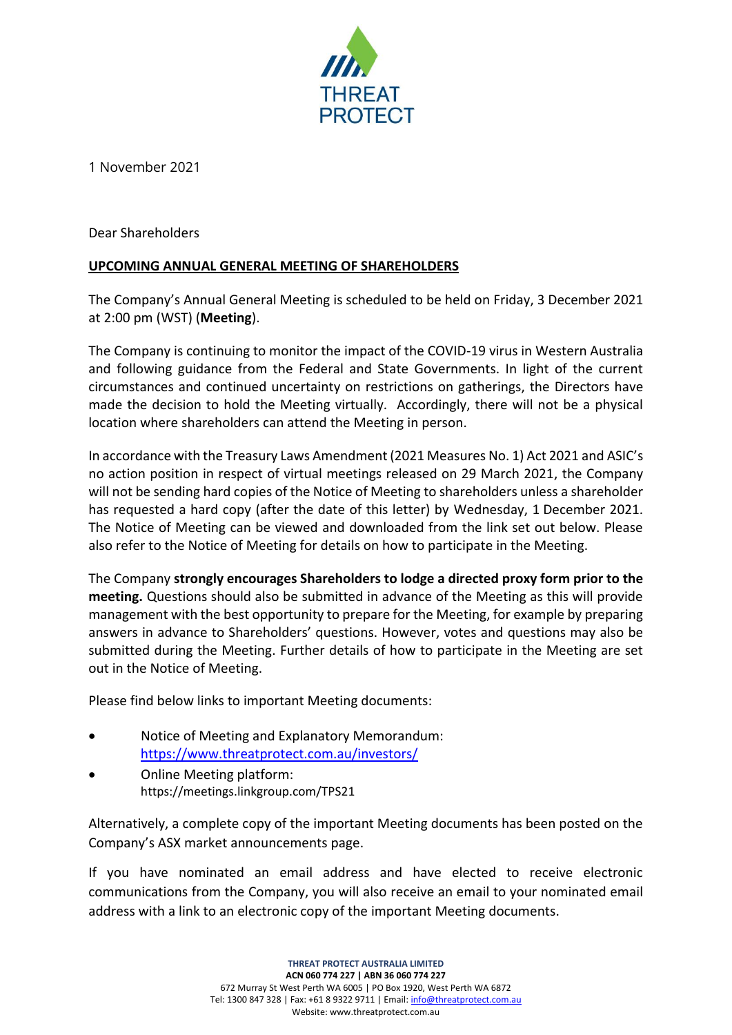THREAT PROTECT

1 November 2021

Dear Shareholders

**UPCOMING ANNUAL GENERAL MEETING OF SHAREHOLDERS**

The Company's Annual General Meeting is scheduled to be held on Friday, 3 December 2021 at 2:00 pm (WST) (**Meeting**).

The Company is continuing to monitor the impact of the COVID-19 virus in Western Australia and following guidance from the Federal and State Governments. In light of the current circumstances and continued uncertainty on restrictions on gatherings, the Directors have made the decision to hold the Meeting virtually. Accordingly, there will not be a physical location where shareholders can attend the Meeting in person.

In accordance with the Treasury Laws Amendment (2021 Measures No. 1) Act 2021 and ASIC's no action position in respect of virtual meetings released on 29 March 2021, the Company will not be sending hard copies of the Notice of Meeting to shareholders unless a shareholder has requested a hard copy (after the date of this letter) by Wednesday, 1 December 2021. The Notice of Meeting can be viewed and downloaded from the link set out below. Please also refer to the Notice of Meeting for details on how to participate in the Meeting.

The Company **strongly encourages Shareholders to lodge a directed proxy form prior to the meeting.** Questions should also be submitted in advance of the Meeting as this will provide management with the best opportunity to prepare for the Meeting, for example by preparing answers in advance to Shareholders' questions. However, votes and questions may also be submitted during the Meeting. Further details of how to participate in the Meeting are set out in the Notice of Meeting.

Please find below links to important Meeting documents:

- Notice of Meeting and Explanatory Memorandum: https://www.threatprotect.com.au/investors/
- Online Meeting platform: https://meetings.linkgroup.com/TPS21

Alternatively, a complete copy of the important Meeting documents has been posted on the Company's ASX market announcements page.

If you have nominated an email address and have elected to receive electronic communications from the Company, you will also receive an email to your nominated email address with a link to an electronic copy of the important Meeting documents.

**THREAT PROTECT AUSTRALIA LIMITED**
**ACN 060 774 227 | ABN 36 060 774 227**
672 Murray St West Perth WA 6005 | PO Box 1920, West Perth WA 6872
Tel: 1300 847 328 | Fax: +61 8 9322 9711 | Email: info@threatprotect.com.au
Website: www.threatprotect.com.au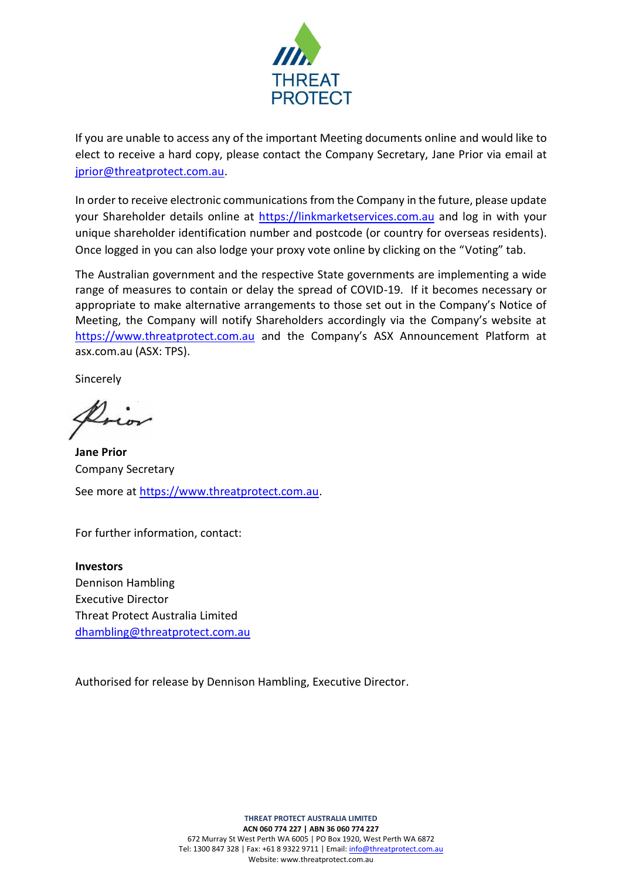If you are unable to access any of the important Meeting documents online and would like to elect to receive a hard copy, please contact the Company Secretary, Jane Prior via email at jprior@threatprotect.com.au.

In order to receive electronic communications from the Company in the future, please update your Shareholder details online at https://linkmarketservices.com.au and log in with your unique shareholder identification number and postcode (or country for overseas residents). Once logged in you can also lodge your proxy vote online by clicking on the "Voting" tab.

The Australian government and the respective State governments are implementing a wide range of measures to contain or delay the spread of COVID-19. If it becomes necessary or appropriate to make alternative arrangements to those set out in the Company's Notice of Meeting, the Company will notify Shareholders accordingly via the Company's website at https://www.threatprotect.com.au and the Company's ASX Announcement Platform at asx.com.au (ASX: TPS).

Sincerely

**Jane Prior**
Company Secretary

See more at https://www.threatprotect.com.au.

For further information, contact:

**Investors**
Dennison Hambling
Executive Director
Threat Protect Australia Limited
dhambling@threatprotect.com.au

Authorised for release by Dennison Hambling, Executive Director.

**THREAT PROTECT AUSTRALIA LIMITED**
**ACN 060 774 227 | ABN 36 060 774 227**
672 Murray St West Perth WA 6005 | PO Box 1920, West Perth WA 6872
Tel: 1300 847 328 | Fax: +61 8 9322 9711 | Email: info@threatprotect.com.au
Website: www.threatprotect.com.au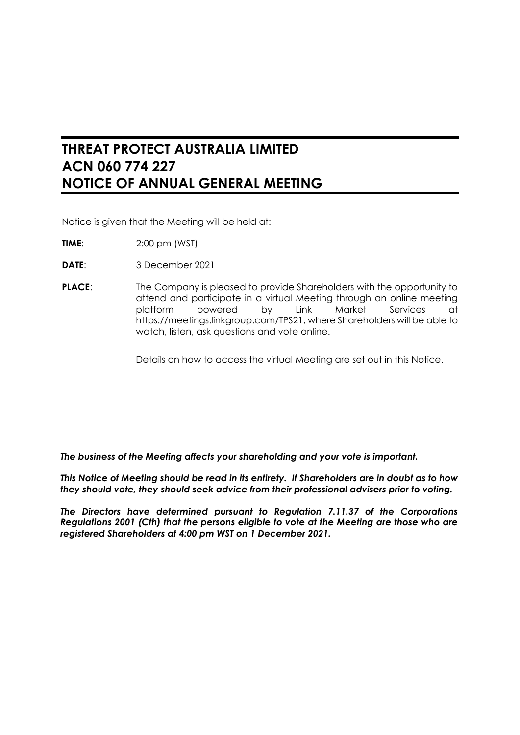# THREAT PROTECT AUSTRALIA LIMITED
# ACN 060 774 227
# NOTICE OF ANNUAL GENERAL MEETING

Notice is given that the Meeting will be held at:

**TIME**: 2:00 pm (WST)

**DATE**: 3 December 2021

**PLACE**: The Company is pleased to provide Shareholders with the opportunity to attend and participate in a virtual Meeting through an online meeting platform powered by Link Market Services at https://meetings.linkgroup.com/TPS21, where Shareholders will be able to watch, listen, ask questions and vote online.

Details on how to access the virtual Meeting are set out in this Notice.

***The business of the Meeting affects your shareholding and your vote is important.***

***This Notice of Meeting should be read in its entirety. If Shareholders are in doubt as to how they should vote, they should seek advice from their professional advisers prior to voting.***

***The Directors have determined pursuant to Regulation 7.11.37 of the Corporations Regulations 2001 (Cth) that the persons eligible to vote at the Meeting are those who are registered Shareholders at 4:00 pm WST on 1 December 2021.***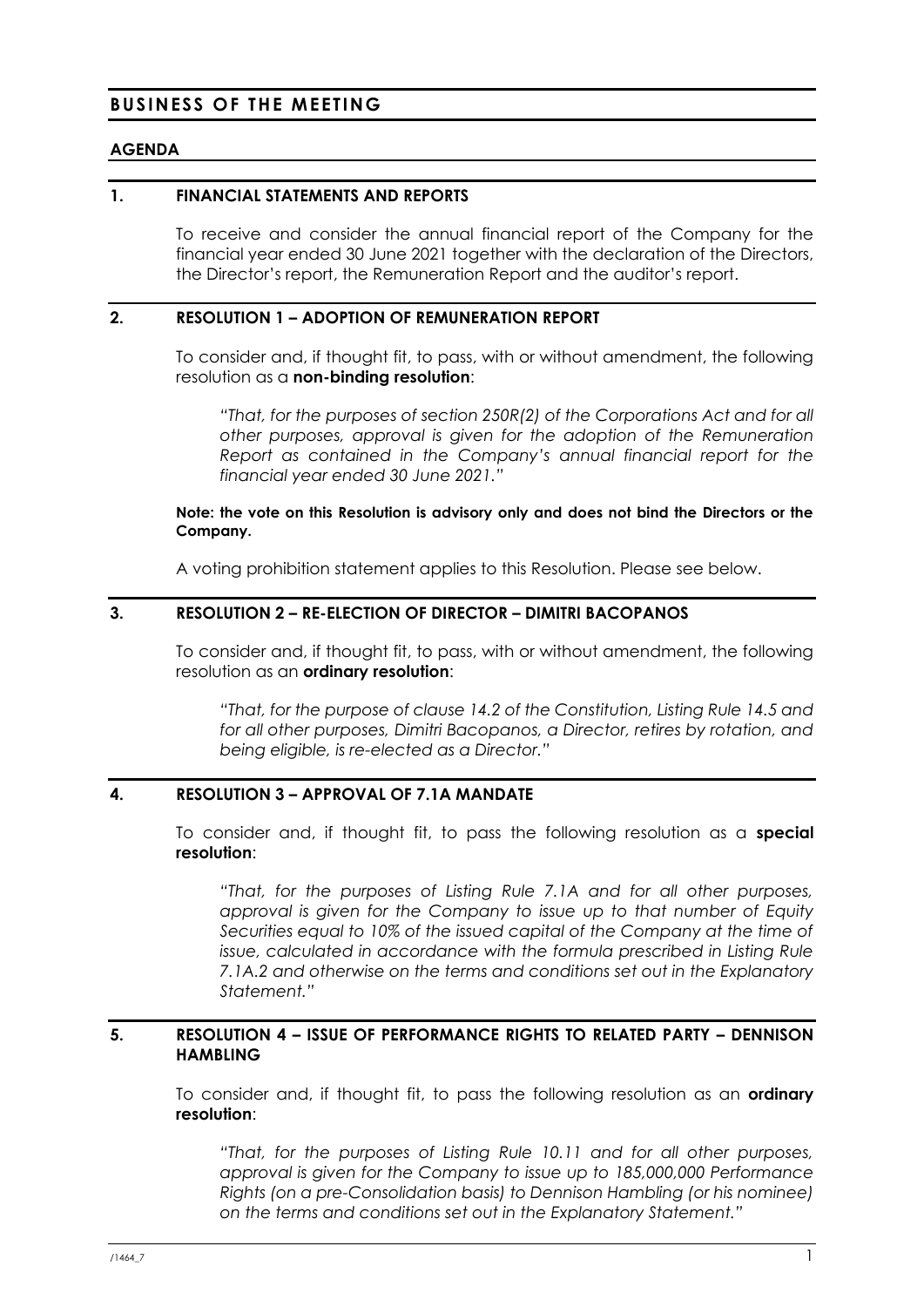# BUSINESS OF THE MEETING

## AGENDA

### 1. FINANCIAL STATEMENTS AND REPORTS

To receive and consider the annual financial report of the Company for the financial year ended 30 June 2021 together with the declaration of the Directors, the Director's report, the Remuneration Report and the auditor's report.

### 2. RESOLUTION 1 – ADOPTION OF REMUNERATION REPORT

To consider and, if thought fit, to pass, with or without amendment, the following resolution as a **non-binding resolution**:

> *"That, for the purposes of section 250R(2) of the Corporations Act and for all other purposes, approval is given for the adoption of the Remuneration Report as contained in the Company's annual financial report for the financial year ended 30 June 2021."*

**Note: the vote on this Resolution is advisory only and does not bind the Directors or the Company.**

A voting prohibition statement applies to this Resolution. Please see below.

### 3. RESOLUTION 2 – RE-ELECTION OF DIRECTOR – DIMITRI BACOPANOS

To consider and, if thought fit, to pass, with or without amendment, the following resolution as an **ordinary resolution**:

> *"That, for the purpose of clause 14.2 of the Constitution, Listing Rule 14.5 and for all other purposes, Dimitri Bacopanos, a Director, retires by rotation, and being eligible, is re-elected as a Director."*

### 4. RESOLUTION 3 – APPROVAL OF 7.1A MANDATE

To consider and, if thought fit, to pass the following resolution as a **special resolution**:

> *"That, for the purposes of Listing Rule 7.1A and for all other purposes, approval is given for the Company to issue up to that number of Equity Securities equal to 10% of the issued capital of the Company at the time of issue, calculated in accordance with the formula prescribed in Listing Rule 7.1A.2 and otherwise on the terms and conditions set out in the Explanatory Statement."*

### 5. RESOLUTION 4 – ISSUE OF PERFORMANCE RIGHTS TO RELATED PARTY – DENNISON HAMBLING

To consider and, if thought fit, to pass the following resolution as an **ordinary resolution**:

> *"That, for the purposes of Listing Rule 10.11 and for all other purposes, approval is given for the Company to issue up to 185,000,000 Performance Rights (on a pre-Consolidation basis) to Dennison Hambling (or his nominee) on the terms and conditions set out in the Explanatory Statement."*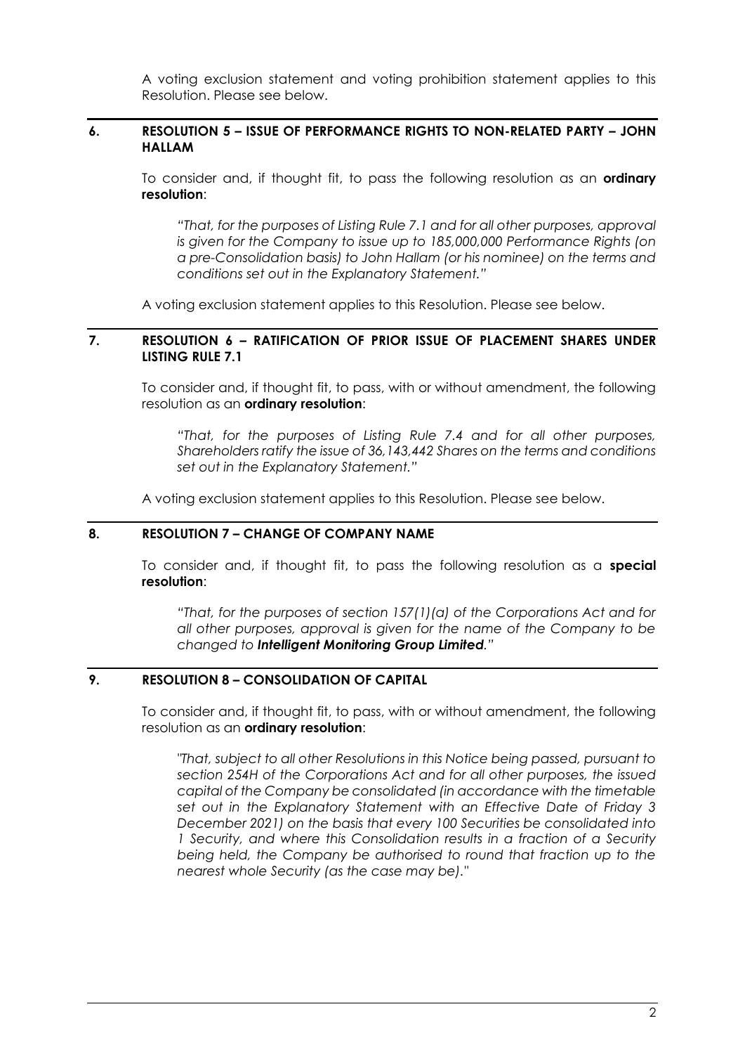A voting exclusion statement and voting prohibition statement applies to this Resolution. Please see below.

## 6. RESOLUTION 5 – ISSUE OF PERFORMANCE RIGHTS TO NON-RELATED PARTY – JOHN HALLAM

To consider and, if thought fit, to pass the following resolution as an **ordinary resolution**:

> *"That, for the purposes of Listing Rule 7.1 and for all other purposes, approval is given for the Company to issue up to 185,000,000 Performance Rights (on a pre-Consolidation basis) to John Hallam (or his nominee) on the terms and conditions set out in the Explanatory Statement."*

A voting exclusion statement applies to this Resolution. Please see below.

## 7. RESOLUTION 6 – RATIFICATION OF PRIOR ISSUE OF PLACEMENT SHARES UNDER LISTING RULE 7.1

To consider and, if thought fit, to pass, with or without amendment, the following resolution as an **ordinary resolution**:

> *"That, for the purposes of Listing Rule 7.4 and for all other purposes, Shareholders ratify the issue of 36,143,442 Shares on the terms and conditions set out in the Explanatory Statement."*

A voting exclusion statement applies to this Resolution. Please see below.

## 8. RESOLUTION 7 – CHANGE OF COMPANY NAME

To consider and, if thought fit, to pass the following resolution as a **special resolution**:

> *"That, for the purposes of section 157(1)(a) of the Corporations Act and for all other purposes, approval is given for the name of the Company to be changed to **Intelligent Monitoring Group Limited**."*

## 9. RESOLUTION 8 – CONSOLIDATION OF CAPITAL

To consider and, if thought fit, to pass, with or without amendment, the following resolution as an **ordinary resolution**:

> *"That, subject to all other Resolutions in this Notice being passed, pursuant to section 254H of the Corporations Act and for all other purposes, the issued capital of the Company be consolidated (in accordance with the timetable set out in the Explanatory Statement with an Effective Date of Friday 3 December 2021) on the basis that every 100 Securities be consolidated into 1 Security, and where this Consolidation results in a fraction of a Security being held, the Company be authorised to round that fraction up to the nearest whole Security (as the case may be)."*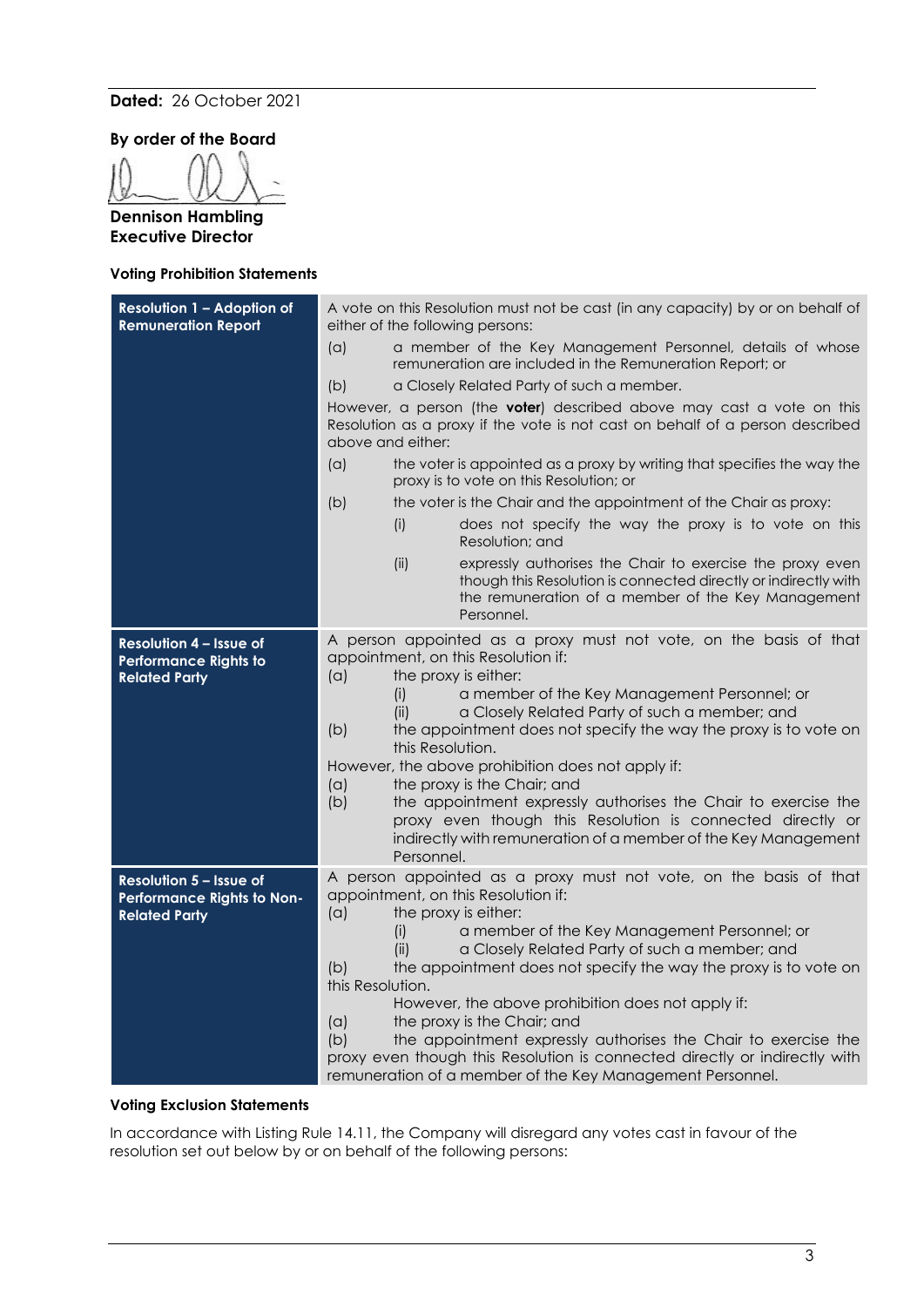**Dated:** 26 October 2021

**By order of the Board**

**Dennison Hambling**
**Executive Director**

**Voting Prohibition Statements**

| | |
|---|---|
| **Resolution 1 – Adoption of Remuneration Report** | A vote on this Resolution must not be cast (in any capacity) by or on behalf of either of the following persons:<br>(a) a member of the Key Management Personnel, details of whose remuneration are included in the Remuneration Report; or<br>(b) a Closely Related Party of such a member.<br>However, a person (the **voter**) described above may cast a vote on this Resolution as a proxy if the vote is not cast on behalf of a person described above and either:<br>(a) the voter is appointed as a proxy by writing that specifies the way the proxy is to vote on this Resolution; or<br>(b) the voter is the Chair and the appointment of the Chair as proxy:<br>(i) does not specify the way the proxy is to vote on this Resolution; and<br>(ii) expressly authorises the Chair to exercise the proxy even though this Resolution is connected directly or indirectly with the remuneration of a member of the Key Management Personnel. |
| **Resolution 4 – Issue of Performance Rights to Related Party** | A person appointed as a proxy must not vote, on the basis of that appointment, on this Resolution if:<br>(a) the proxy is either:<br>(i) a member of the Key Management Personnel; or<br>(ii) a Closely Related Party of such a member; and<br>(b) the appointment does not specify the way the proxy is to vote on this Resolution.<br>However, the above prohibition does not apply if:<br>(a) the proxy is the Chair; and<br>(b) the appointment expressly authorises the Chair to exercise the proxy even though this Resolution is connected directly or indirectly with remuneration of a member of the Key Management Personnel. |
| **Resolution 5 – Issue of Performance Rights to Non-Related Party** | A person appointed as a proxy must not vote, on the basis of that appointment, on this Resolution if:<br>(a) the proxy is either:<br>(i) a member of the Key Management Personnel; or<br>(ii) a Closely Related Party of such a member; and<br>(b) the appointment does not specify the way the proxy is to vote on this Resolution.<br>However, the above prohibition does not apply if:<br>(a) the proxy is the Chair; and<br>(b) the appointment expressly authorises the Chair to exercise the proxy even though this Resolution is connected directly or indirectly with remuneration of a member of the Key Management Personnel. |

**Voting Exclusion Statements**

In accordance with Listing Rule 14.11, the Company will disregard any votes cast in favour of the resolution set out below by or on behalf of the following persons: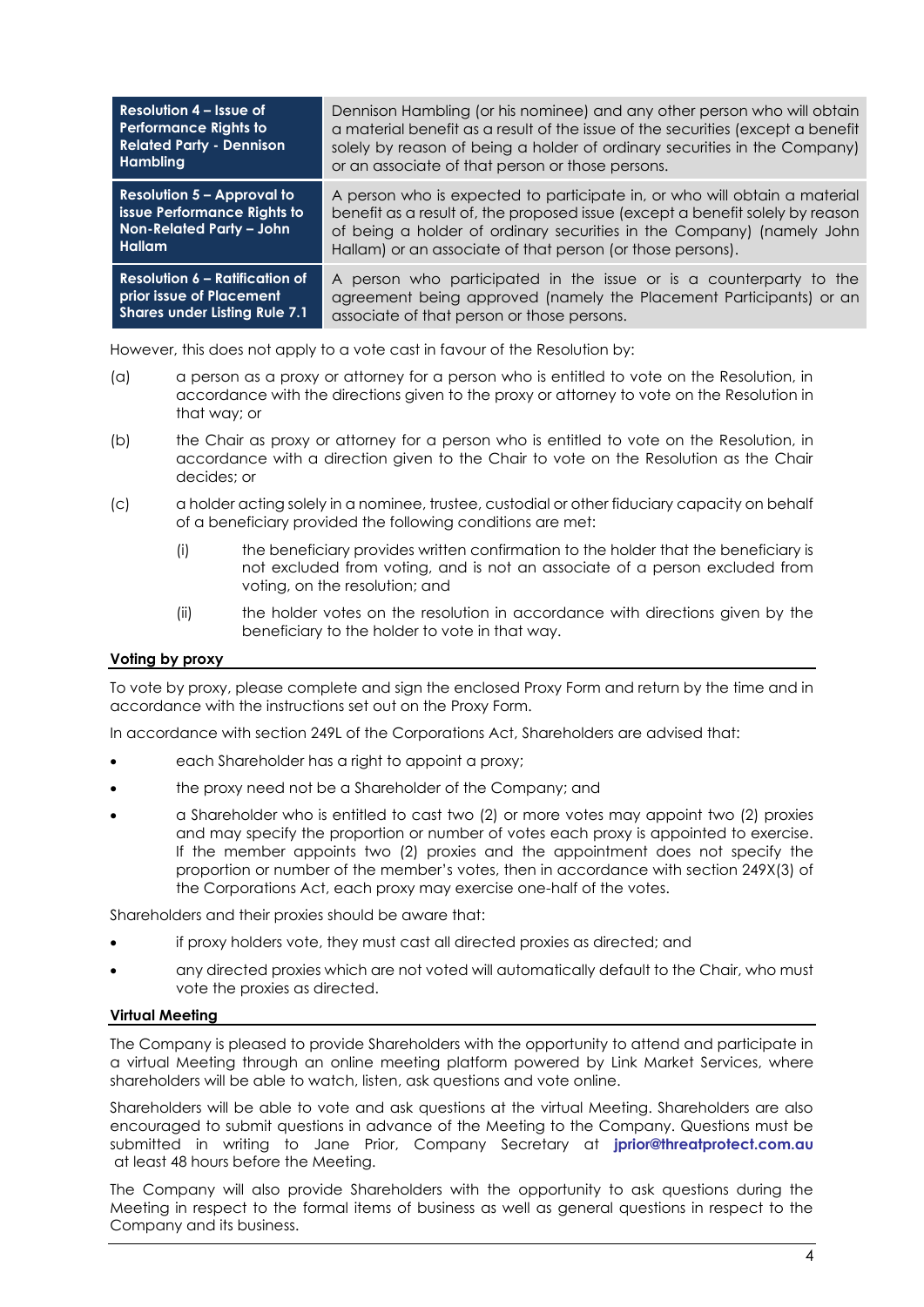| Resolution | Excluded persons |
| --- | --- |
| **Resolution 4 – Issue of Performance Rights to Related Party - Dennison Hambling** | Dennison Hambling (or his nominee) and any other person who will obtain a material benefit as a result of the issue of the securities (except a benefit solely by reason of being a holder of ordinary securities in the Company) or an associate of that person or those persons. |
| **Resolution 5 – Approval to issue Performance Rights to Non-Related Party – John Hallam** | A person who is expected to participate in, or who will obtain a material benefit as a result of, the proposed issue (except a benefit solely by reason of being a holder of ordinary securities in the Company) (namely John Hallam) or an associate of that person (or those persons). |
| **Resolution 6 – Ratification of prior issue of Placement Shares under Listing Rule 7.1** | A person who participated in the issue or is a counterparty to the agreement being approved (namely the Placement Participants) or an associate of that person or those persons. |

However, this does not apply to a vote cast in favour of the Resolution by:

(a) a person as a proxy or attorney for a person who is entitled to vote on the Resolution, in accordance with the directions given to the proxy or attorney to vote on the Resolution in that way; or

(b) the Chair as proxy or attorney for a person who is entitled to vote on the Resolution, in accordance with a direction given to the Chair to vote on the Resolution as the Chair decides; or

(c) a holder acting solely in a nominee, trustee, custodial or other fiduciary capacity on behalf of a beneficiary provided the following conditions are met:

  (i) the beneficiary provides written confirmation to the holder that the beneficiary is not excluded from voting, and is not an associate of a person excluded from voting, on the resolution; and

  (ii) the holder votes on the resolution in accordance with directions given by the beneficiary to the holder to vote in that way.

**Voting by proxy**

To vote by proxy, please complete and sign the enclosed Proxy Form and return by the time and in accordance with the instructions set out on the Proxy Form.

In accordance with section 249L of the Corporations Act, Shareholders are advised that:

- each Shareholder has a right to appoint a proxy;
- the proxy need not be a Shareholder of the Company; and
- a Shareholder who is entitled to cast two (2) or more votes may appoint two (2) proxies and may specify the proportion or number of votes each proxy is appointed to exercise. If the member appoints two (2) proxies and the appointment does not specify the proportion or number of the member's votes, then in accordance with section 249X(3) of the Corporations Act, each proxy may exercise one-half of the votes.

Shareholders and their proxies should be aware that:

- if proxy holders vote, they must cast all directed proxies as directed; and
- any directed proxies which are not voted will automatically default to the Chair, who must vote the proxies as directed.

**Virtual Meeting**

The Company is pleased to provide Shareholders with the opportunity to attend and participate in a virtual Meeting through an online meeting platform powered by Link Market Services, where shareholders will be able to watch, listen, ask questions and vote online.

Shareholders will be able to vote and ask questions at the virtual Meeting. Shareholders are also encouraged to submit questions in advance of the Meeting to the Company. Questions must be submitted in writing to Jane Prior, Company Secretary at **jprior@threatprotect.com.au** at least 48 hours before the Meeting.

The Company will also provide Shareholders with the opportunity to ask questions during the Meeting in respect to the formal items of business as well as general questions in respect to the Company and its business.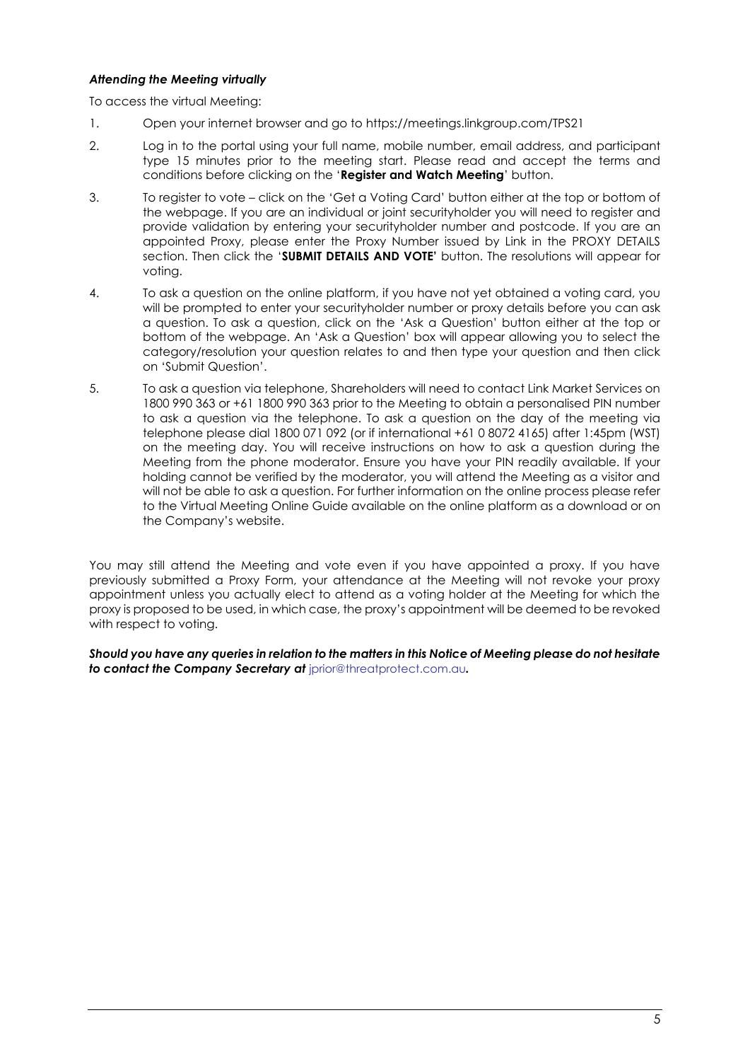***Attending the Meeting virtually***

To access the virtual Meeting:

1. Open your internet browser and go to https://meetings.linkgroup.com/TPS21

2. Log in to the portal using your full name, mobile number, email address, and participant type 15 minutes prior to the meeting start. Please read and accept the terms and conditions before clicking on the '**Register and Watch Meeting**' button.

3. To register to vote – click on the 'Get a Voting Card' button either at the top or bottom of the webpage. If you are an individual or joint securityholder you will need to register and provide validation by entering your securityholder number and postcode. If you are an appointed Proxy, please enter the Proxy Number issued by Link in the PROXY DETAILS section. Then click the '**SUBMIT DETAILS AND VOTE'** button. The resolutions will appear for voting.

4. To ask a question on the online platform, if you have not yet obtained a voting card, you will be prompted to enter your securityholder number or proxy details before you can ask a question. To ask a question, click on the 'Ask a Question' button either at the top or bottom of the webpage. An 'Ask a Question' box will appear allowing you to select the category/resolution your question relates to and then type your question and then click on 'Submit Question'.

5. To ask a question via telephone, Shareholders will need to contact Link Market Services on 1800 990 363 or +61 1800 990 363 prior to the Meeting to obtain a personalised PIN number to ask a question via the telephone. To ask a question on the day of the meeting via telephone please dial 1800 071 092 (or if international +61 0 8072 4165) after 1:45pm (WST) on the meeting day. You will receive instructions on how to ask a question during the Meeting from the phone moderator. Ensure you have your PIN readily available. If your holding cannot be verified by the moderator, you will attend the Meeting as a visitor and will not be able to ask a question. For further information on the online process please refer to the Virtual Meeting Online Guide available on the online platform as a download or on the Company's website.

You may still attend the Meeting and vote even if you have appointed a proxy. If you have previously submitted a Proxy Form, your attendance at the Meeting will not revoke your proxy appointment unless you actually elect to attend as a voting holder at the Meeting for which the proxy is proposed to be used, in which case, the proxy's appointment will be deemed to be revoked with respect to voting.

***Should you have any queries in relation to the matters in this Notice of Meeting please do not hesitate to contact the Company Secretary at*** jprior@threatprotect.com.au***.***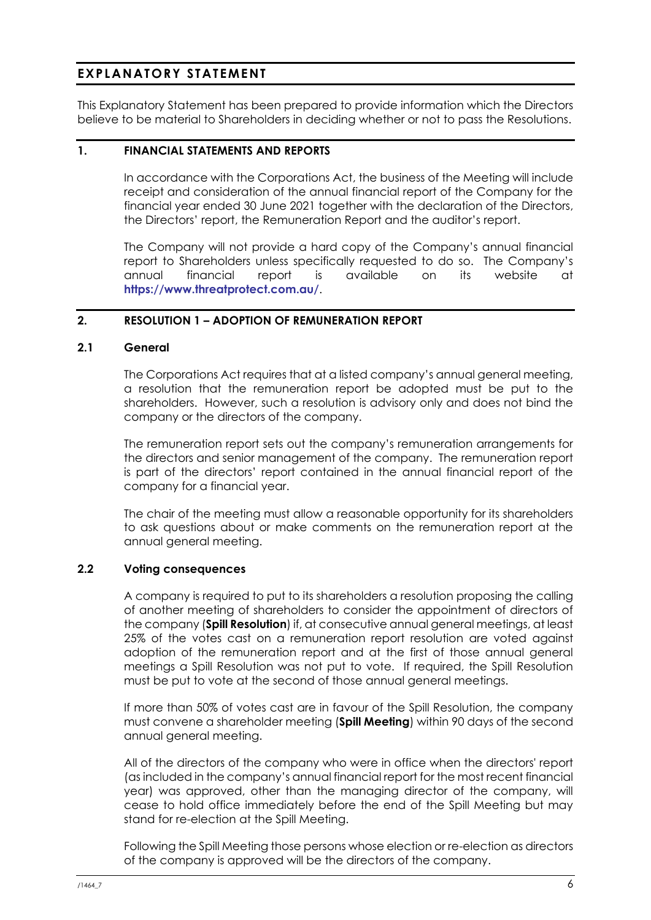# EXPLANATORY STATEMENT

This Explanatory Statement has been prepared to provide information which the Directors believe to be material to Shareholders in deciding whether or not to pass the Resolutions.

## 1. FINANCIAL STATEMENTS AND REPORTS

In accordance with the Corporations Act, the business of the Meeting will include receipt and consideration of the annual financial report of the Company for the financial year ended 30 June 2021 together with the declaration of the Directors, the Directors' report, the Remuneration Report and the auditor's report.

The Company will not provide a hard copy of the Company's annual financial report to Shareholders unless specifically requested to do so. The Company's annual financial report is available on its website at **https://www.threatprotect.com.au/**.

## 2. RESOLUTION 1 – ADOPTION OF REMUNERATION REPORT

### 2.1 General

The Corporations Act requires that at a listed company's annual general meeting, a resolution that the remuneration report be adopted must be put to the shareholders. However, such a resolution is advisory only and does not bind the company or the directors of the company.

The remuneration report sets out the company's remuneration arrangements for the directors and senior management of the company. The remuneration report is part of the directors' report contained in the annual financial report of the company for a financial year.

The chair of the meeting must allow a reasonable opportunity for its shareholders to ask questions about or make comments on the remuneration report at the annual general meeting.

### 2.2 Voting consequences

A company is required to put to its shareholders a resolution proposing the calling of another meeting of shareholders to consider the appointment of directors of the company (**Spill Resolution**) if, at consecutive annual general meetings, at least 25% of the votes cast on a remuneration report resolution are voted against adoption of the remuneration report and at the first of those annual general meetings a Spill Resolution was not put to vote. If required, the Spill Resolution must be put to vote at the second of those annual general meetings.

If more than 50% of votes cast are in favour of the Spill Resolution, the company must convene a shareholder meeting (**Spill Meeting**) within 90 days of the second annual general meeting.

All of the directors of the company who were in office when the directors' report (as included in the company's annual financial report for the most recent financial year) was approved, other than the managing director of the company, will cease to hold office immediately before the end of the Spill Meeting but may stand for re-election at the Spill Meeting.

Following the Spill Meeting those persons whose election or re-election as directors of the company is approved will be the directors of the company.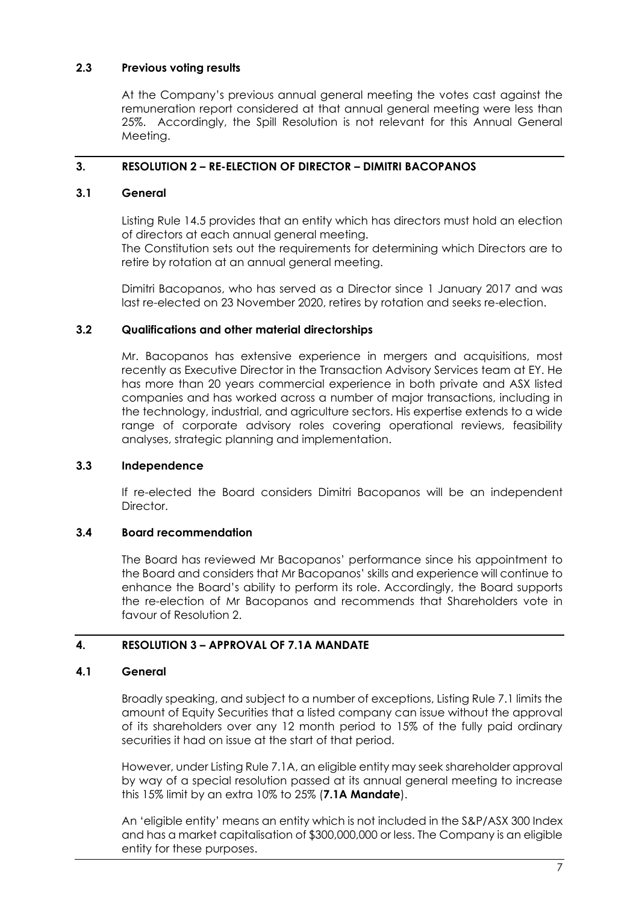### 2.3 Previous voting results

At the Company's previous annual general meeting the votes cast against the remuneration report considered at that annual general meeting were less than 25%. Accordingly, the Spill Resolution is not relevant for this Annual General Meeting.

## 3. RESOLUTION 2 – RE-ELECTION OF DIRECTOR – DIMITRI BACOPANOS

### 3.1 General

Listing Rule 14.5 provides that an entity which has directors must hold an election of directors at each annual general meeting.
The Constitution sets out the requirements for determining which Directors are to retire by rotation at an annual general meeting.

Dimitri Bacopanos, who has served as a Director since 1 January 2017 and was last re-elected on 23 November 2020, retires by rotation and seeks re-election.

### 3.2 Qualifications and other material directorships

Mr. Bacopanos has extensive experience in mergers and acquisitions, most recently as Executive Director in the Transaction Advisory Services team at EY. He has more than 20 years commercial experience in both private and ASX listed companies and has worked across a number of major transactions, including in the technology, industrial, and agriculture sectors. His expertise extends to a wide range of corporate advisory roles covering operational reviews, feasibility analyses, strategic planning and implementation.

### 3.3 Independence

If re-elected the Board considers Dimitri Bacopanos will be an independent Director.

### 3.4 Board recommendation

The Board has reviewed Mr Bacopanos' performance since his appointment to the Board and considers that Mr Bacopanos' skills and experience will continue to enhance the Board's ability to perform its role. Accordingly, the Board supports the re-election of Mr Bacopanos and recommends that Shareholders vote in favour of Resolution 2.

## 4. RESOLUTION 3 – APPROVAL OF 7.1A MANDATE

### 4.1 General

Broadly speaking, and subject to a number of exceptions, Listing Rule 7.1 limits the amount of Equity Securities that a listed company can issue without the approval of its shareholders over any 12 month period to 15% of the fully paid ordinary securities it had on issue at the start of that period.

However, under Listing Rule 7.1A, an eligible entity may seek shareholder approval by way of a special resolution passed at its annual general meeting to increase this 15% limit by an extra 10% to 25% (**7.1A Mandate**).

An 'eligible entity' means an entity which is not included in the S&P/ASX 300 Index and has a market capitalisation of $300,000,000 or less. The Company is an eligible entity for these purposes.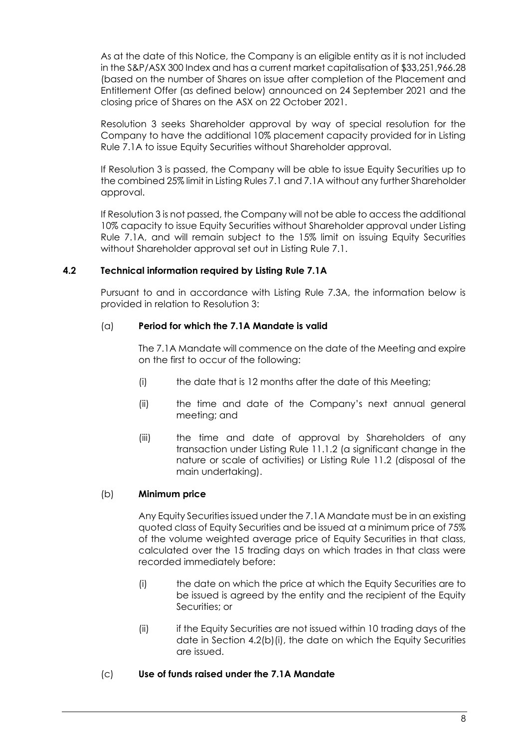As at the date of this Notice, the Company is an eligible entity as it is not included in the S&P/ASX 300 Index and has a current market capitalisation of $33,251,966.28 (based on the number of Shares on issue after completion of the Placement and Entitlement Offer (as defined below) announced on 24 September 2021 and the closing price of Shares on the ASX on 22 October 2021.

Resolution 3 seeks Shareholder approval by way of special resolution for the Company to have the additional 10% placement capacity provided for in Listing Rule 7.1A to issue Equity Securities without Shareholder approval.

If Resolution 3 is passed, the Company will be able to issue Equity Securities up to the combined 25% limit in Listing Rules 7.1 and 7.1A without any further Shareholder approval.

If Resolution 3 is not passed, the Company will not be able to access the additional 10% capacity to issue Equity Securities without Shareholder approval under Listing Rule 7.1A, and will remain subject to the 15% limit on issuing Equity Securities without Shareholder approval set out in Listing Rule 7.1.

### 4.2 Technical information required by Listing Rule 7.1A

Pursuant to and in accordance with Listing Rule 7.3A, the information below is provided in relation to Resolution 3:

(a) **Period for which the 7.1A Mandate is valid**

The 7.1A Mandate will commence on the date of the Meeting and expire on the first to occur of the following:

(i) the date that is 12 months after the date of this Meeting;

(ii) the time and date of the Company's next annual general meeting; and

(iii) the time and date of approval by Shareholders of any transaction under Listing Rule 11.1.2 (a significant change in the nature or scale of activities) or Listing Rule 11.2 (disposal of the main undertaking).

(b) **Minimum price**

Any Equity Securities issued under the 7.1A Mandate must be in an existing quoted class of Equity Securities and be issued at a minimum price of 75% of the volume weighted average price of Equity Securities in that class, calculated over the 15 trading days on which trades in that class were recorded immediately before:

(i) the date on which the price at which the Equity Securities are to be issued is agreed by the entity and the recipient of the Equity Securities; or

(ii) if the Equity Securities are not issued within 10 trading days of the date in Section 4.2(b)(i), the date on which the Equity Securities are issued.

(c) **Use of funds raised under the 7.1A Mandate**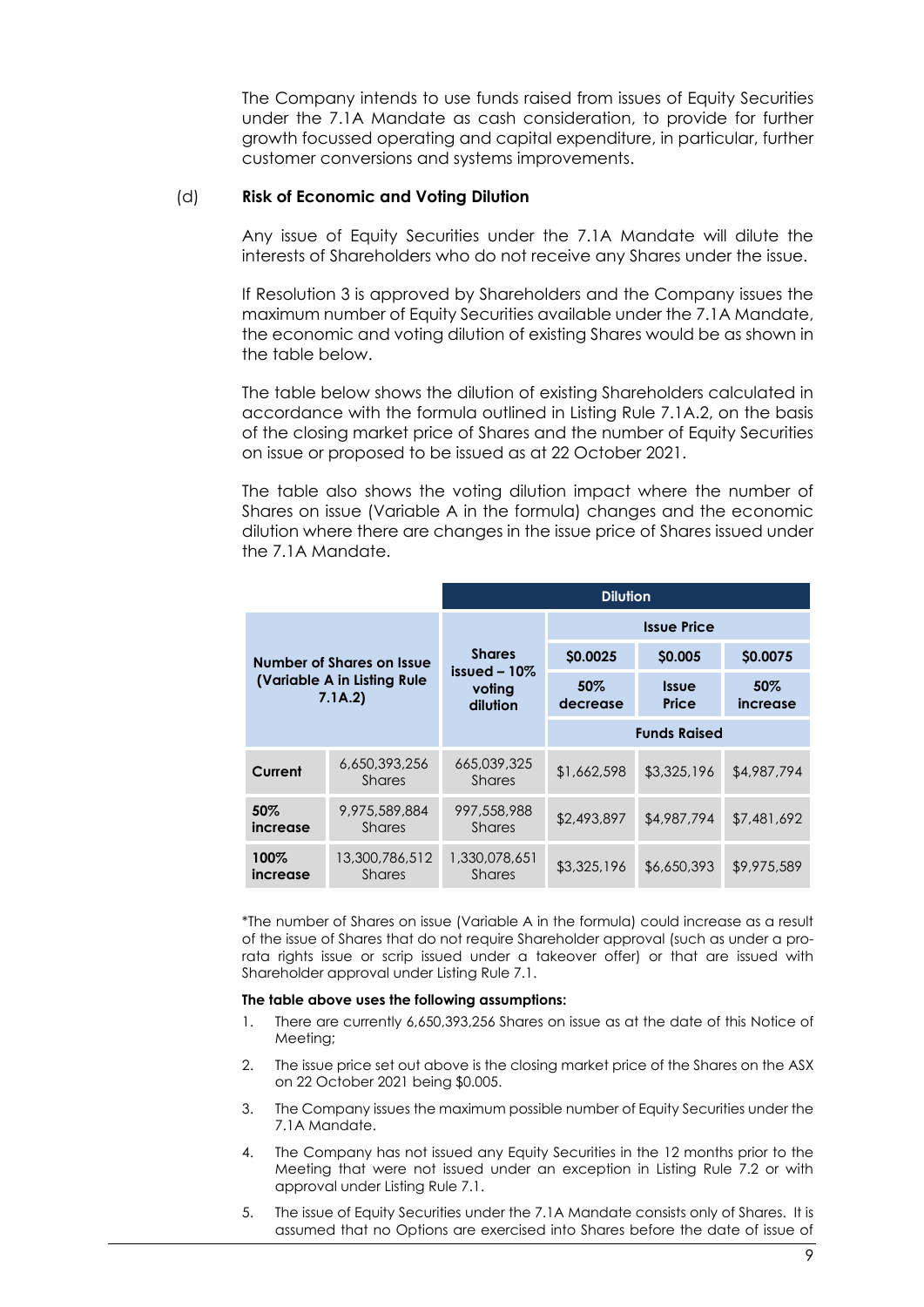The Company intends to use funds raised from issues of Equity Securities under the 7.1A Mandate as cash consideration, to provide for further growth focussed operating and capital expenditure, in particular, further customer conversions and systems improvements.

(d) **Risk of Economic and Voting Dilution**

Any issue of Equity Securities under the 7.1A Mandate will dilute the interests of Shareholders who do not receive any Shares under the issue.

If Resolution 3 is approved by Shareholders and the Company issues the maximum number of Equity Securities available under the 7.1A Mandate, the economic and voting dilution of existing Shares would be as shown in the table below.

The table below shows the dilution of existing Shareholders calculated in accordance with the formula outlined in Listing Rule 7.1A.2, on the basis of the closing market price of Shares and the number of Equity Securities on issue or proposed to be issued as at 22 October 2021.

The table also shows the voting dilution impact where the number of Shares on issue (Variable A in the formula) changes and the economic dilution where there are changes in the issue price of Shares issued under the 7.1A Mandate.

| Number of Shares on Issue (Variable A in Listing Rule 7.1A.2) | | Dilution | | | |
|---|---|---|---|---|---|
| | | Shares issued – 10% voting dilution | Issue Price | | |
| | | | $0.0025 | $0.005 | $0.0075 |
| | | | 50% decrease | Issue Price | 50% increase |
| | | | Funds Raised | | |
| **Current** | 6,650,393,256 Shares | 665,039,325 Shares | $1,662,598 | $3,325,196 | $4,987,794 |
| **50% increase** | 9,975,589,884 Shares | 997,558,988 Shares | $2,493,897 | $4,987,794 | $7,481,692 |
| **100% increase** | 13,300,786,512 Shares | 1,330,078,651 Shares | $3,325,196 | $6,650,393 | $9,975,589 |

*The number of Shares on issue (Variable A in the formula) could increase as a result of the issue of Shares that do not require Shareholder approval (such as under a pro-rata rights issue or scrip issued under a takeover offer) or that are issued with Shareholder approval under Listing Rule 7.1.

**The table above uses the following assumptions:**

1. There are currently 6,650,393,256 Shares on issue as at the date of this Notice of Meeting;
2. The issue price set out above is the closing market price of the Shares on the ASX on 22 October 2021 being $0.005.
3. The Company issues the maximum possible number of Equity Securities under the 7.1A Mandate.
4. The Company has not issued any Equity Securities in the 12 months prior to the Meeting that were not issued under an exception in Listing Rule 7.2 or with approval under Listing Rule 7.1.
5. The issue of Equity Securities under the 7.1A Mandate consists only of Shares. It is assumed that no Options are exercised into Shares before the date of issue of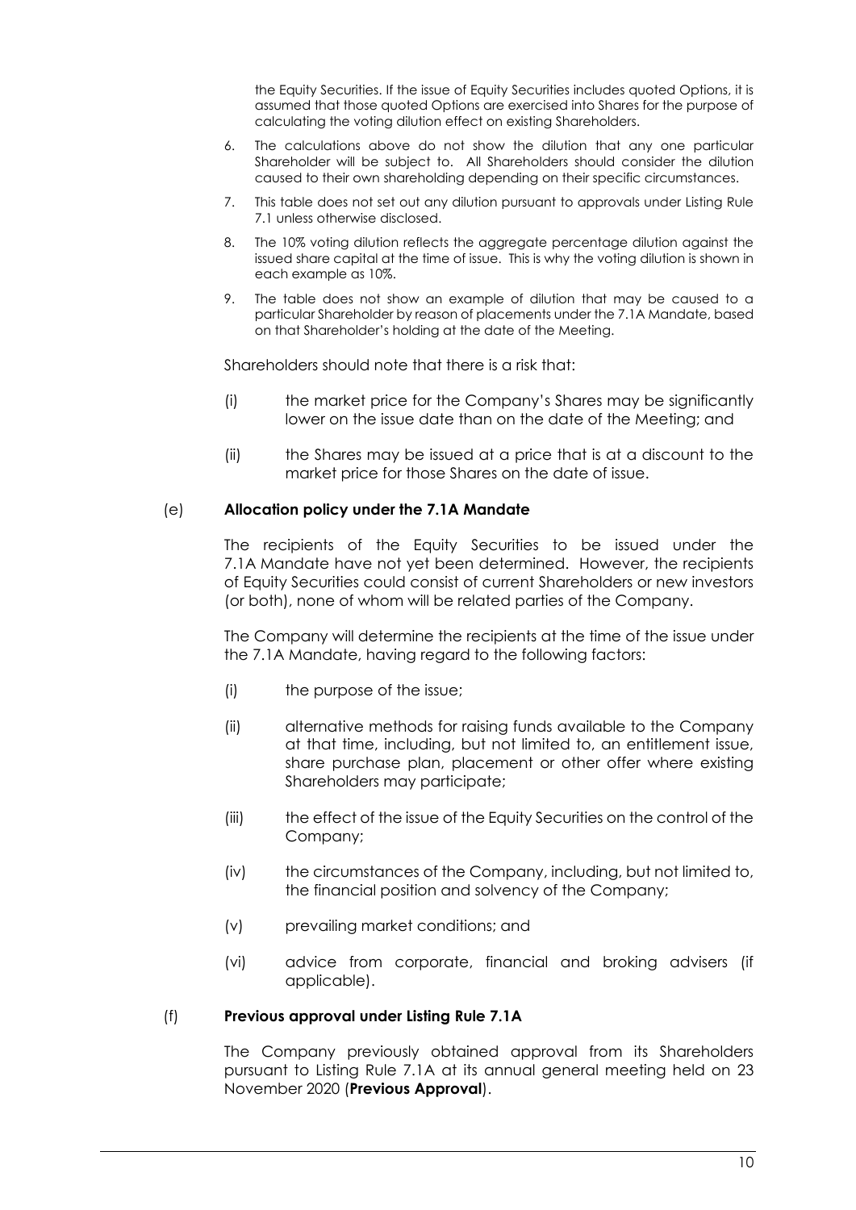the Equity Securities. If the issue of Equity Securities includes quoted Options, it is assumed that those quoted Options are exercised into Shares for the purpose of calculating the voting dilution effect on existing Shareholders.

6. The calculations above do not show the dilution that any one particular Shareholder will be subject to. All Shareholders should consider the dilution caused to their own shareholding depending on their specific circumstances.
7. This table does not set out any dilution pursuant to approvals under Listing Rule 7.1 unless otherwise disclosed.
8. The 10% voting dilution reflects the aggregate percentage dilution against the issued share capital at the time of issue. This is why the voting dilution is shown in each example as 10%.
9. The table does not show an example of dilution that may be caused to a particular Shareholder by reason of placements under the 7.1A Mandate, based on that Shareholder's holding at the date of the Meeting.

Shareholders should note that there is a risk that:

(i) the market price for the Company's Shares may be significantly lower on the issue date than on the date of the Meeting; and

(ii) the Shares may be issued at a price that is at a discount to the market price for those Shares on the date of issue.

### (e) **Allocation policy under the 7.1A Mandate**

The recipients of the Equity Securities to be issued under the 7.1A Mandate have not yet been determined. However, the recipients of Equity Securities could consist of current Shareholders or new investors (or both), none of whom will be related parties of the Company.

The Company will determine the recipients at the time of the issue under the 7.1A Mandate, having regard to the following factors:

(i) the purpose of the issue;

(ii) alternative methods for raising funds available to the Company at that time, including, but not limited to, an entitlement issue, share purchase plan, placement or other offer where existing Shareholders may participate;

(iii) the effect of the issue of the Equity Securities on the control of the Company;

(iv) the circumstances of the Company, including, but not limited to, the financial position and solvency of the Company;

(v) prevailing market conditions; and

(vi) advice from corporate, financial and broking advisers (if applicable).

### (f) **Previous approval under Listing Rule 7.1A**

The Company previously obtained approval from its Shareholders pursuant to Listing Rule 7.1A at its annual general meeting held on 23 November 2020 (**Previous Approval**).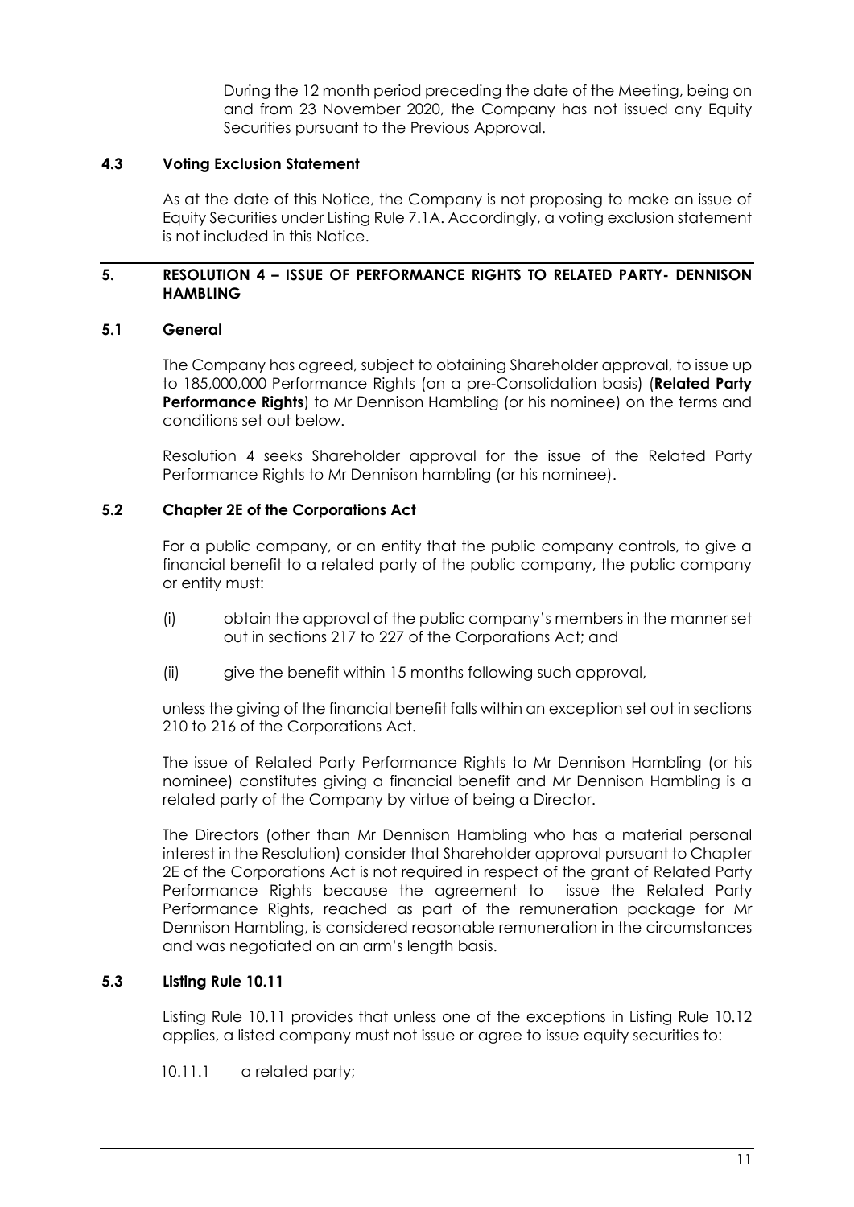During the 12 month period preceding the date of the Meeting, being on and from 23 November 2020, the Company has not issued any Equity Securities pursuant to the Previous Approval.

### 4.3 Voting Exclusion Statement

As at the date of this Notice, the Company is not proposing to make an issue of Equity Securities under Listing Rule 7.1A. Accordingly, a voting exclusion statement is not included in this Notice.

## 5. RESOLUTION 4 – ISSUE OF PERFORMANCE RIGHTS TO RELATED PARTY- DENNISON HAMBLING

### 5.1 General

The Company has agreed, subject to obtaining Shareholder approval, to issue up to 185,000,000 Performance Rights (on a pre-Consolidation basis) (**Related Party Performance Rights**) to Mr Dennison Hambling (or his nominee) on the terms and conditions set out below.

Resolution 4 seeks Shareholder approval for the issue of the Related Party Performance Rights to Mr Dennison hambling (or his nominee).

### 5.2 Chapter 2E of the Corporations Act

For a public company, or an entity that the public company controls, to give a financial benefit to a related party of the public company, the public company or entity must:

(i) obtain the approval of the public company's members in the manner set out in sections 217 to 227 of the Corporations Act; and

(ii) give the benefit within 15 months following such approval,

unless the giving of the financial benefit falls within an exception set out in sections 210 to 216 of the Corporations Act.

The issue of Related Party Performance Rights to Mr Dennison Hambling (or his nominee) constitutes giving a financial benefit and Mr Dennison Hambling is a related party of the Company by virtue of being a Director.

The Directors (other than Mr Dennison Hambling who has a material personal interest in the Resolution) consider that Shareholder approval pursuant to Chapter 2E of the Corporations Act is not required in respect of the grant of Related Party Performance Rights because the agreement to issue the Related Party Performance Rights, reached as part of the remuneration package for Mr Dennison Hambling, is considered reasonable remuneration in the circumstances and was negotiated on an arm's length basis.

### 5.3 Listing Rule 10.11

Listing Rule 10.11 provides that unless one of the exceptions in Listing Rule 10.12 applies, a listed company must not issue or agree to issue equity securities to:

10.11.1 a related party;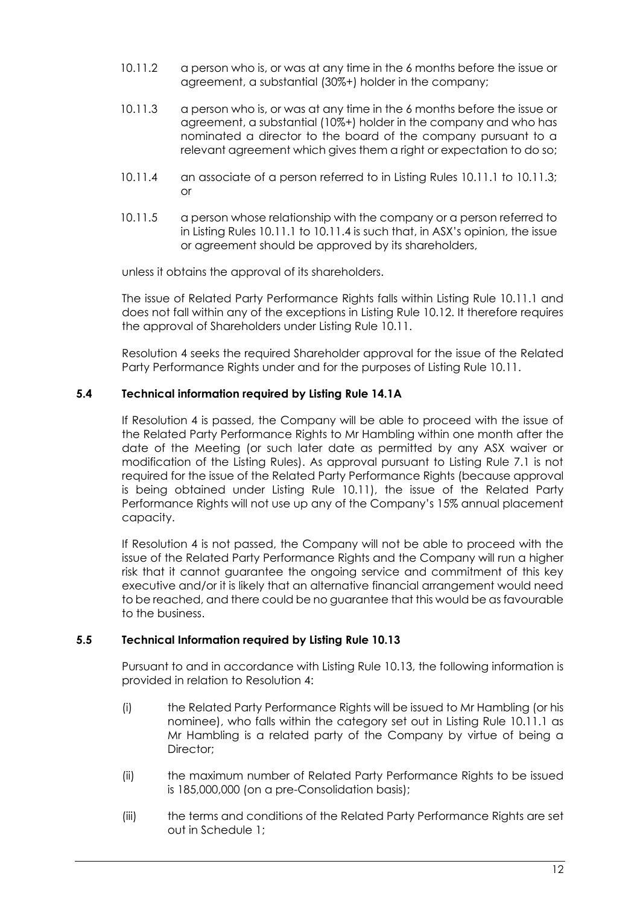10.11.2 a person who is, or was at any time in the 6 months before the issue or agreement, a substantial (30%+) holder in the company;

10.11.3 a person who is, or was at any time in the 6 months before the issue or agreement, a substantial (10%+) holder in the company and who has nominated a director to the board of the company pursuant to a relevant agreement which gives them a right or expectation to do so;

10.11.4 an associate of a person referred to in Listing Rules 10.11.1 to 10.11.3; or

10.11.5 a person whose relationship with the company or a person referred to in Listing Rules 10.11.1 to 10.11.4 is such that, in ASX's opinion, the issue or agreement should be approved by its shareholders,

unless it obtains the approval of its shareholders.

The issue of Related Party Performance Rights falls within Listing Rule 10.11.1 and does not fall within any of the exceptions in Listing Rule 10.12. It therefore requires the approval of Shareholders under Listing Rule 10.11.

Resolution 4 seeks the required Shareholder approval for the issue of the Related Party Performance Rights under and for the purposes of Listing Rule 10.11.

### 5.4 Technical information required by Listing Rule 14.1A

If Resolution 4 is passed, the Company will be able to proceed with the issue of the Related Party Performance Rights to Mr Hambling within one month after the date of the Meeting (or such later date as permitted by any ASX waiver or modification of the Listing Rules). As approval pursuant to Listing Rule 7.1 is not required for the issue of the Related Party Performance Rights (because approval is being obtained under Listing Rule 10.11), the issue of the Related Party Performance Rights will not use up any of the Company's 15% annual placement capacity.

If Resolution 4 is not passed, the Company will not be able to proceed with the issue of the Related Party Performance Rights and the Company will run a higher risk that it cannot guarantee the ongoing service and commitment of this key executive and/or it is likely that an alternative financial arrangement would need to be reached, and there could be no guarantee that this would be as favourable to the business.

### 5.5 Technical Information required by Listing Rule 10.13

Pursuant to and in accordance with Listing Rule 10.13, the following information is provided in relation to Resolution 4:

(i) the Related Party Performance Rights will be issued to Mr Hambling (or his nominee), who falls within the category set out in Listing Rule 10.11.1 as Mr Hambling is a related party of the Company by virtue of being a Director;

(ii) the maximum number of Related Party Performance Rights to be issued is 185,000,000 (on a pre-Consolidation basis);

(iii) the terms and conditions of the Related Party Performance Rights are set out in Schedule 1;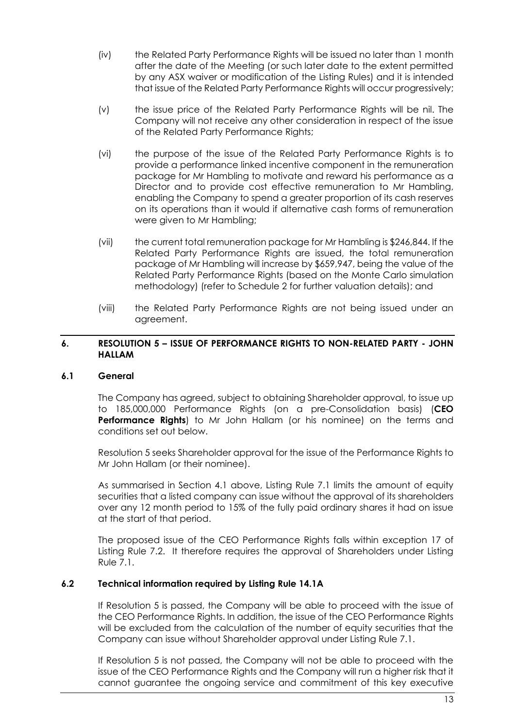(iv) the Related Party Performance Rights will be issued no later than 1 month after the date of the Meeting (or such later date to the extent permitted by any ASX waiver or modification of the Listing Rules) and it is intended that issue of the Related Party Performance Rights will occur progressively;

(v) the issue price of the Related Party Performance Rights will be nil. The Company will not receive any other consideration in respect of the issue of the Related Party Performance Rights;

(vi) the purpose of the issue of the Related Party Performance Rights is to provide a performance linked incentive component in the remuneration package for Mr Hambling to motivate and reward his performance as a Director and to provide cost effective remuneration to Mr Hambling, enabling the Company to spend a greater proportion of its cash reserves on its operations than it would if alternative cash forms of remuneration were given to Mr Hambling;

(vii) the current total remuneration package for Mr Hambling is $246,844. If the Related Party Performance Rights are issued, the total remuneration package of Mr Hambling will increase by $659,947, being the value of the Related Party Performance Rights (based on the Monte Carlo simulation methodology) (refer to Schedule 2 for further valuation details); and

(viii) the Related Party Performance Rights are not being issued under an agreement.

## 6. RESOLUTION 5 – ISSUE OF PERFORMANCE RIGHTS TO NON-RELATED PARTY - JOHN HALLAM

### 6.1 General

The Company has agreed, subject to obtaining Shareholder approval, to issue up to 185,000,000 Performance Rights (on a pre-Consolidation basis) (**CEO Performance Rights**) to Mr John Hallam (or his nominee) on the terms and conditions set out below.

Resolution 5 seeks Shareholder approval for the issue of the Performance Rights to Mr John Hallam (or their nominee).

As summarised in Section 4.1 above, Listing Rule 7.1 limits the amount of equity securities that a listed company can issue without the approval of its shareholders over any 12 month period to 15% of the fully paid ordinary shares it had on issue at the start of that period.

The proposed issue of the CEO Performance Rights falls within exception 17 of Listing Rule 7.2. It therefore requires the approval of Shareholders under Listing Rule 7.1.

### 6.2 Technical information required by Listing Rule 14.1A

If Resolution 5 is passed, the Company will be able to proceed with the issue of the CEO Performance Rights. In addition, the issue of the CEO Performance Rights will be excluded from the calculation of the number of equity securities that the Company can issue without Shareholder approval under Listing Rule 7.1.

If Resolution 5 is not passed, the Company will not be able to proceed with the issue of the CEO Performance Rights and the Company will run a higher risk that it cannot guarantee the ongoing service and commitment of this key executive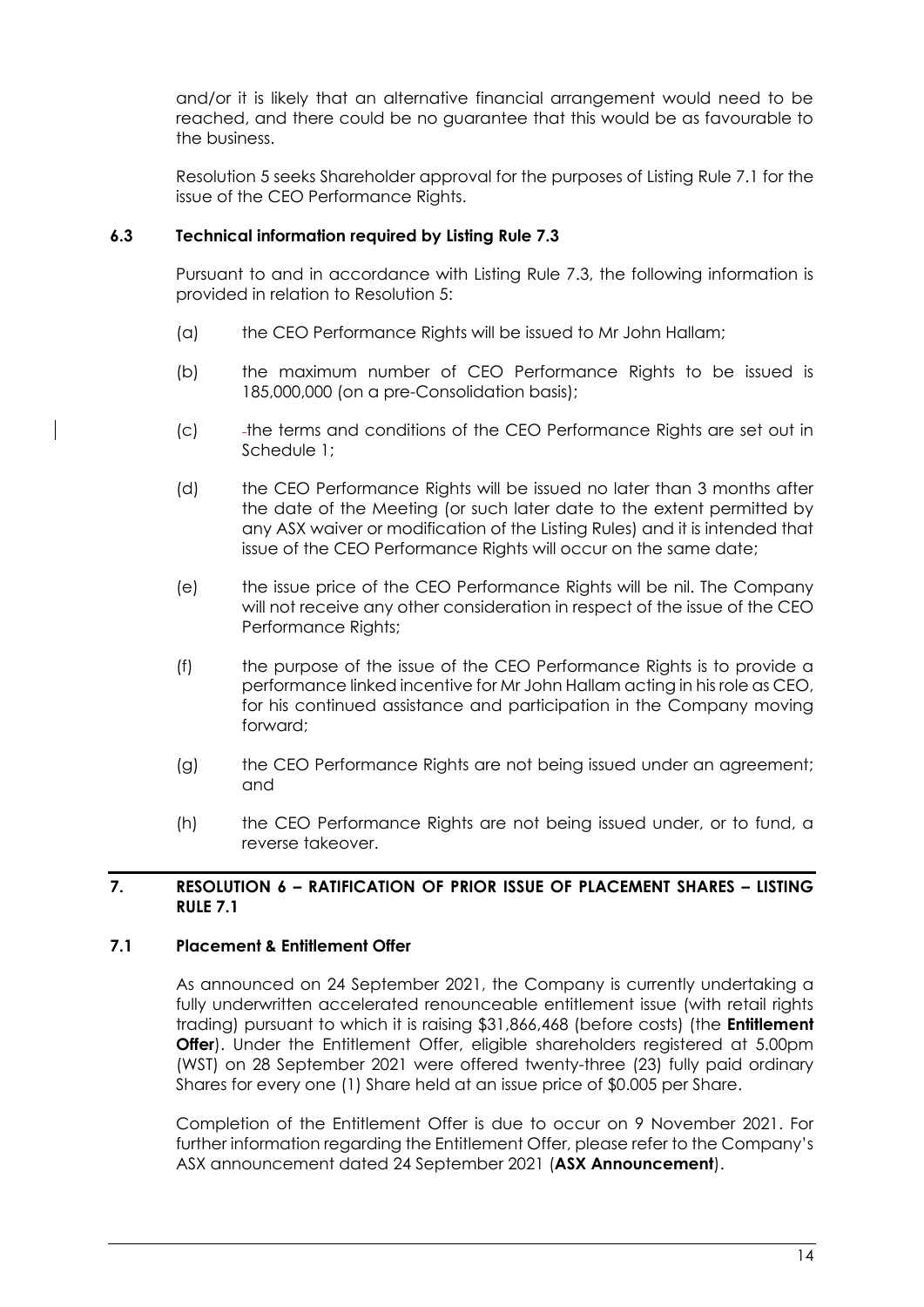and/or it is likely that an alternative financial arrangement would need to be reached, and there could be no guarantee that this would be as favourable to the business.

Resolution 5 seeks Shareholder approval for the purposes of Listing Rule 7.1 for the issue of the CEO Performance Rights.

### 6.3 Technical information required by Listing Rule 7.3

Pursuant to and in accordance with Listing Rule 7.3, the following information is provided in relation to Resolution 5:

(a) the CEO Performance Rights will be issued to Mr John Hallam;

(b) the maximum number of CEO Performance Rights to be issued is 185,000,000 (on a pre-Consolidation basis);

(c) the terms and conditions of the CEO Performance Rights are set out in Schedule 1;

(d) the CEO Performance Rights will be issued no later than 3 months after the date of the Meeting (or such later date to the extent permitted by any ASX waiver or modification of the Listing Rules) and it is intended that issue of the CEO Performance Rights will occur on the same date;

(e) the issue price of the CEO Performance Rights will be nil. The Company will not receive any other consideration in respect of the issue of the CEO Performance Rights;

(f) the purpose of the issue of the CEO Performance Rights is to provide a performance linked incentive for Mr John Hallam acting in his role as CEO, for his continued assistance and participation in the Company moving forward;

(g) the CEO Performance Rights are not being issued under an agreement; and

(h) the CEO Performance Rights are not being issued under, or to fund, a reverse takeover.

## 7. RESOLUTION 6 – RATIFICATION OF PRIOR ISSUE OF PLACEMENT SHARES – LISTING RULE 7.1

### 7.1 Placement & Entitlement Offer

As announced on 24 September 2021, the Company is currently undertaking a fully underwritten accelerated renounceable entitlement issue (with retail rights trading) pursuant to which it is raising $31,866,468 (before costs) (the **Entitlement Offer**). Under the Entitlement Offer, eligible shareholders registered at 5.00pm (WST) on 28 September 2021 were offered twenty-three (23) fully paid ordinary Shares for every one (1) Share held at an issue price of $0.005 per Share.

Completion of the Entitlement Offer is due to occur on 9 November 2021. For further information regarding the Entitlement Offer, please refer to the Company's ASX announcement dated 24 September 2021 (**ASX Announcement**).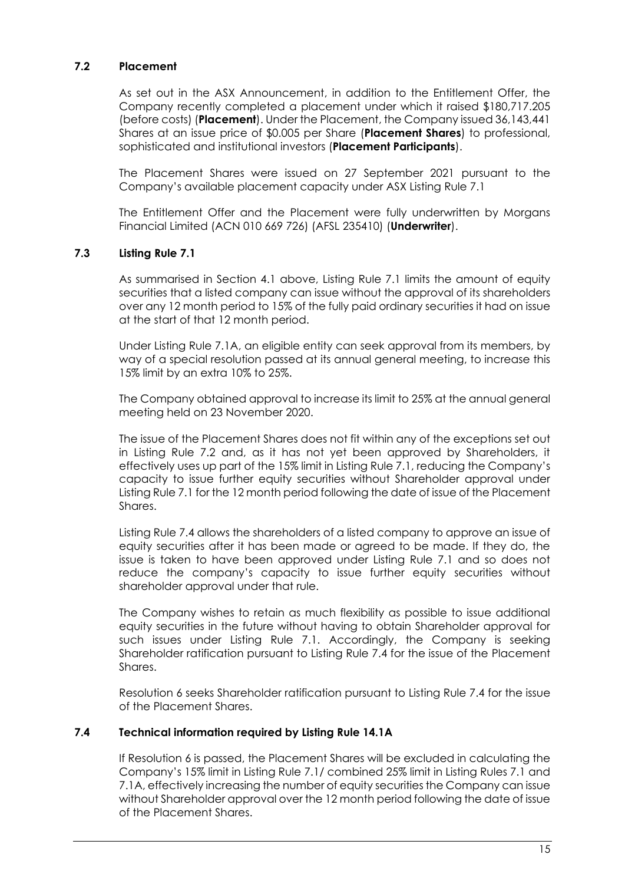## 7.2 Placement

As set out in the ASX Announcement, in addition to the Entitlement Offer, the Company recently completed a placement under which it raised $180,717.205 (before costs) (**Placement**). Under the Placement, the Company issued 36,143,441 Shares at an issue price of $0.005 per Share (**Placement Shares**) to professional, sophisticated and institutional investors (**Placement Participants**).

The Placement Shares were issued on 27 September 2021 pursuant to the Company's available placement capacity under ASX Listing Rule 7.1

The Entitlement Offer and the Placement were fully underwritten by Morgans Financial Limited (ACN 010 669 726) (AFSL 235410) (**Underwriter**).

## 7.3 Listing Rule 7.1

As summarised in Section 4.1 above, Listing Rule 7.1 limits the amount of equity securities that a listed company can issue without the approval of its shareholders over any 12 month period to 15% of the fully paid ordinary securities it had on issue at the start of that 12 month period.

Under Listing Rule 7.1A, an eligible entity can seek approval from its members, by way of a special resolution passed at its annual general meeting, to increase this 15% limit by an extra 10% to 25%.

The Company obtained approval to increase its limit to 25% at the annual general meeting held on 23 November 2020.

The issue of the Placement Shares does not fit within any of the exceptions set out in Listing Rule 7.2 and, as it has not yet been approved by Shareholders, it effectively uses up part of the 15% limit in Listing Rule 7.1, reducing the Company's capacity to issue further equity securities without Shareholder approval under Listing Rule 7.1 for the 12 month period following the date of issue of the Placement Shares.

Listing Rule 7.4 allows the shareholders of a listed company to approve an issue of equity securities after it has been made or agreed to be made. If they do, the issue is taken to have been approved under Listing Rule 7.1 and so does not reduce the company's capacity to issue further equity securities without shareholder approval under that rule.

The Company wishes to retain as much flexibility as possible to issue additional equity securities in the future without having to obtain Shareholder approval for such issues under Listing Rule 7.1. Accordingly, the Company is seeking Shareholder ratification pursuant to Listing Rule 7.4 for the issue of the Placement Shares.

Resolution 6 seeks Shareholder ratification pursuant to Listing Rule 7.4 for the issue of the Placement Shares.

## 7.4 Technical information required by Listing Rule 14.1A

If Resolution 6 is passed, the Placement Shares will be excluded in calculating the Company's 15% limit in Listing Rule 7.1/ combined 25% limit in Listing Rules 7.1 and 7.1A, effectively increasing the number of equity securities the Company can issue without Shareholder approval over the 12 month period following the date of issue of the Placement Shares.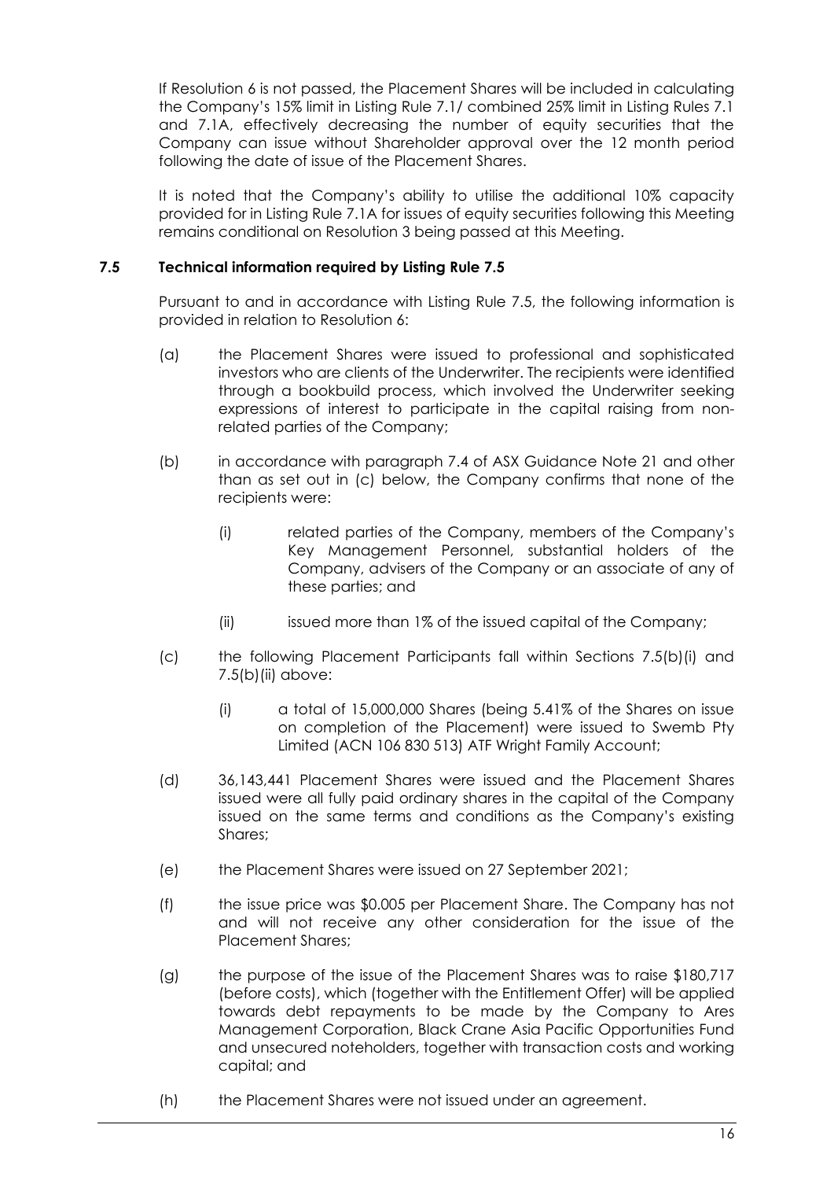If Resolution 6 is not passed, the Placement Shares will be included in calculating the Company's 15% limit in Listing Rule 7.1/ combined 25% limit in Listing Rules 7.1 and 7.1A, effectively decreasing the number of equity securities that the Company can issue without Shareholder approval over the 12 month period following the date of issue of the Placement Shares.

It is noted that the Company's ability to utilise the additional 10% capacity provided for in Listing Rule 7.1A for issues of equity securities following this Meeting remains conditional on Resolution 3 being passed at this Meeting.

### 7.5 Technical information required by Listing Rule 7.5

Pursuant to and in accordance with Listing Rule 7.5, the following information is provided in relation to Resolution 6:

(a) the Placement Shares were issued to professional and sophisticated investors who are clients of the Underwriter. The recipients were identified through a bookbuild process, which involved the Underwriter seeking expressions of interest to participate in the capital raising from non-related parties of the Company;

(b) in accordance with paragraph 7.4 of ASX Guidance Note 21 and other than as set out in (c) below, the Company confirms that none of the recipients were:

  (i) related parties of the Company, members of the Company's Key Management Personnel, substantial holders of the Company, advisers of the Company or an associate of any of these parties; and

  (ii) issued more than 1% of the issued capital of the Company;

(c) the following Placement Participants fall within Sections 7.5(b)(i) and 7.5(b)(ii) above:

  (i) a total of 15,000,000 Shares (being 5.41% of the Shares on issue on completion of the Placement) were issued to Swemb Pty Limited (ACN 106 830 513) ATF Wright Family Account;

(d) 36,143,441 Placement Shares were issued and the Placement Shares issued were all fully paid ordinary shares in the capital of the Company issued on the same terms and conditions as the Company's existing Shares;

(e) the Placement Shares were issued on 27 September 2021;

(f) the issue price was $0.005 per Placement Share. The Company has not and will not receive any other consideration for the issue of the Placement Shares;

(g) the purpose of the issue of the Placement Shares was to raise $180,717 (before costs), which (together with the Entitlement Offer) will be applied towards debt repayments to be made by the Company to Ares Management Corporation, Black Crane Asia Pacific Opportunities Fund and unsecured noteholders, together with transaction costs and working capital; and

(h) the Placement Shares were not issued under an agreement.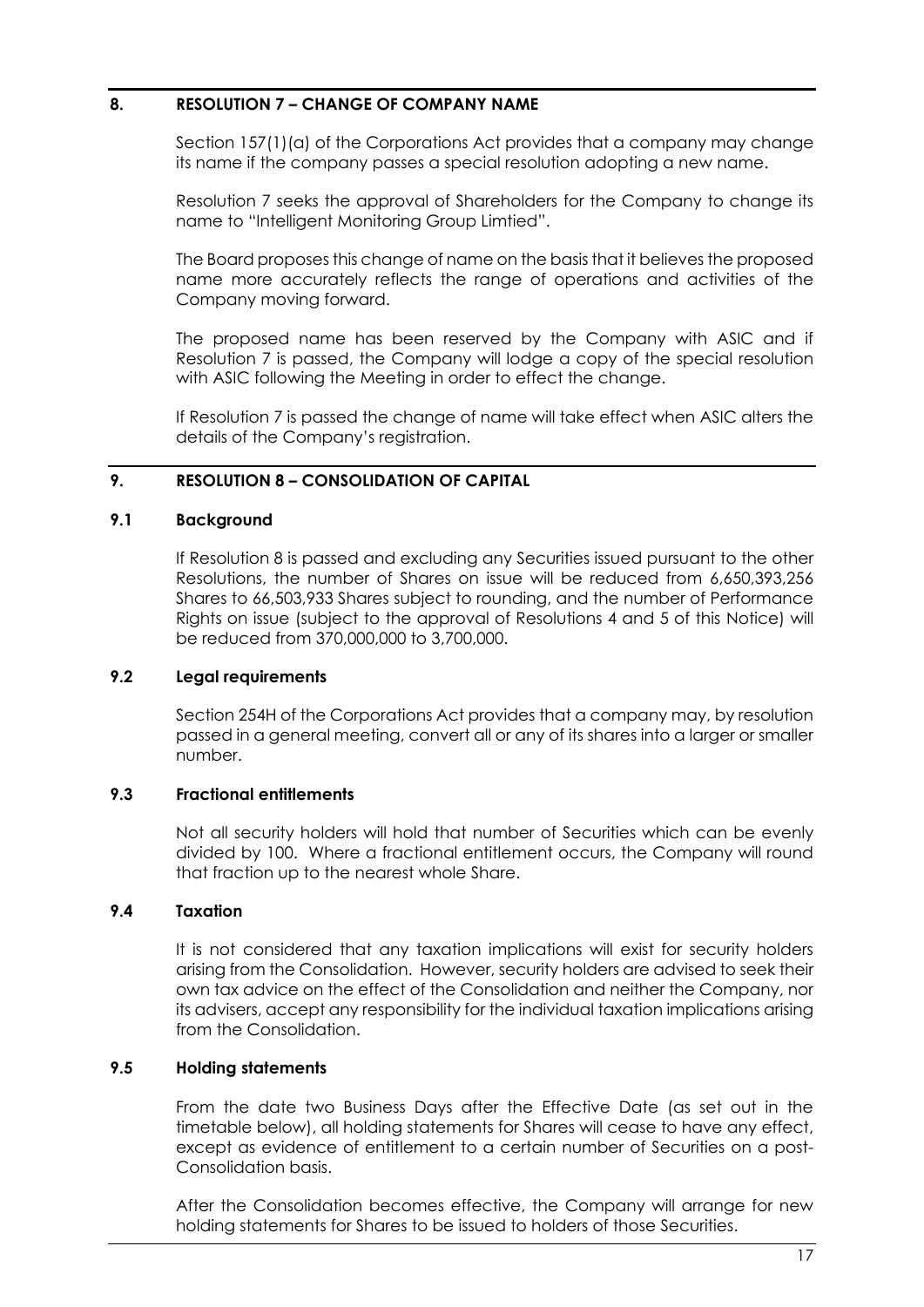## 8. RESOLUTION 7 – CHANGE OF COMPANY NAME

Section 157(1)(a) of the Corporations Act provides that a company may change its name if the company passes a special resolution adopting a new name.

Resolution 7 seeks the approval of Shareholders for the Company to change its name to "Intelligent Monitoring Group Limtied".

The Board proposes this change of name on the basis that it believes the proposed name more accurately reflects the range of operations and activities of the Company moving forward.

The proposed name has been reserved by the Company with ASIC and if Resolution 7 is passed, the Company will lodge a copy of the special resolution with ASIC following the Meeting in order to effect the change.

If Resolution 7 is passed the change of name will take effect when ASIC alters the details of the Company's registration.

## 9. RESOLUTION 8 – CONSOLIDATION OF CAPITAL

### 9.1 Background

If Resolution 8 is passed and excluding any Securities issued pursuant to the other Resolutions, the number of Shares on issue will be reduced from 6,650,393,256 Shares to 66,503,933 Shares subject to rounding, and the number of Performance Rights on issue (subject to the approval of Resolutions 4 and 5 of this Notice) will be reduced from 370,000,000 to 3,700,000.

### 9.2 Legal requirements

Section 254H of the Corporations Act provides that a company may, by resolution passed in a general meeting, convert all or any of its shares into a larger or smaller number.

### 9.3 Fractional entitlements

Not all security holders will hold that number of Securities which can be evenly divided by 100. Where a fractional entitlement occurs, the Company will round that fraction up to the nearest whole Share.

### 9.4 Taxation

It is not considered that any taxation implications will exist for security holders arising from the Consolidation. However, security holders are advised to seek their own tax advice on the effect of the Consolidation and neither the Company, nor its advisers, accept any responsibility for the individual taxation implications arising from the Consolidation.

### 9.5 Holding statements

From the date two Business Days after the Effective Date (as set out in the timetable below), all holding statements for Shares will cease to have any effect, except as evidence of entitlement to a certain number of Securities on a post-Consolidation basis.

After the Consolidation becomes effective, the Company will arrange for new holding statements for Shares to be issued to holders of those Securities.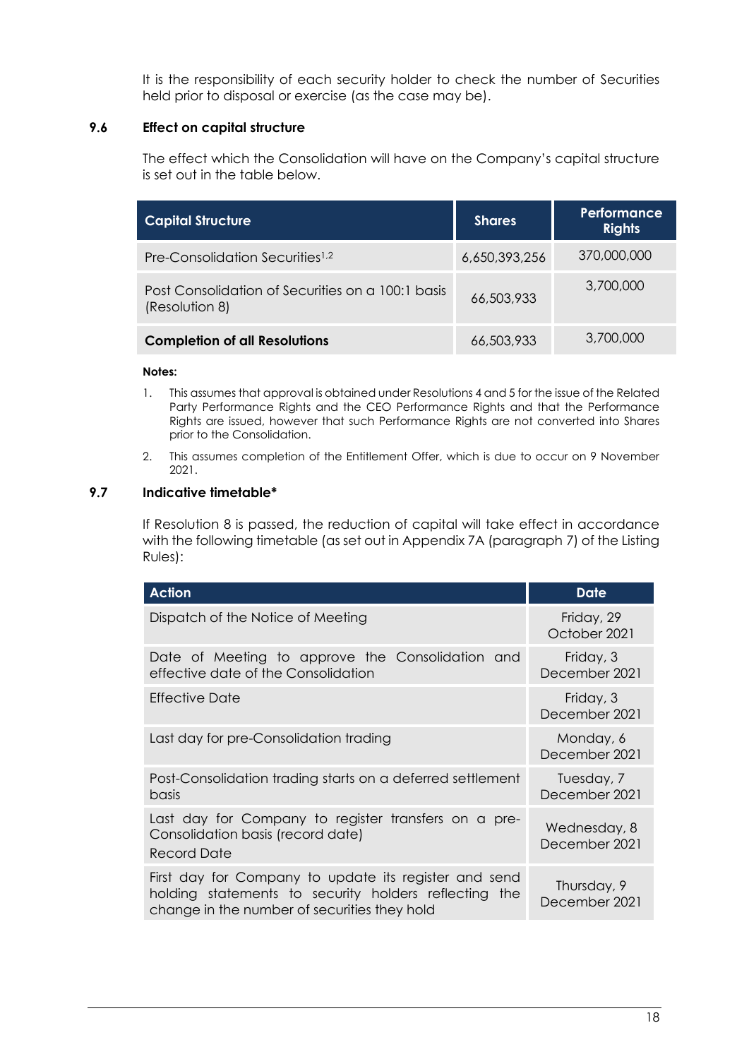It is the responsibility of each security holder to check the number of Securities held prior to disposal or exercise (as the case may be).

### 9.6 Effect on capital structure

The effect which the Consolidation will have on the Company's capital structure is set out in the table below.

| Capital Structure | Shares | Performance Rights |
|---|---|---|
| Pre-Consolidation Securities[1,2] | 6,650,393,256 | 370,000,000 |
| Post Consolidation of Securities on a 100:1 basis (Resolution 8) | 66,503,933 | 3,700,000 |
| **Completion of all Resolutions** | 66,503,933 | 3,700,000 |

**Notes:**

1. This assumes that approval is obtained under Resolutions 4 and 5 for the issue of the Related Party Performance Rights and the CEO Performance Rights and that the Performance Rights are issued, however that such Performance Rights are not converted into Shares prior to the Consolidation.
2. This assumes completion of the Entitlement Offer, which is due to occur on 9 November 2021.

### 9.7 Indicative timetable*

If Resolution 8 is passed, the reduction of capital will take effect in accordance with the following timetable (as set out in Appendix 7A (paragraph 7) of the Listing Rules):

| Action | Date |
|---|---|
| Dispatch of the Notice of Meeting | Friday, 29 October 2021 |
| Date of Meeting to approve the Consolidation and effective date of the Consolidation | Friday, 3 December 2021 |
| Effective Date | Friday, 3 December 2021 |
| Last day for pre-Consolidation trading | Monday, 6 December 2021 |
| Post-Consolidation trading starts on a deferred settlement basis | Tuesday, 7 December 2021 |
| Last day for Company to register transfers on a pre-Consolidation basis (record date)<br>Record Date | Wednesday, 8 December 2021 |
| First day for Company to update its register and send holding statements to security holders reflecting the change in the number of securities they hold | Thursday, 9 December 2021 |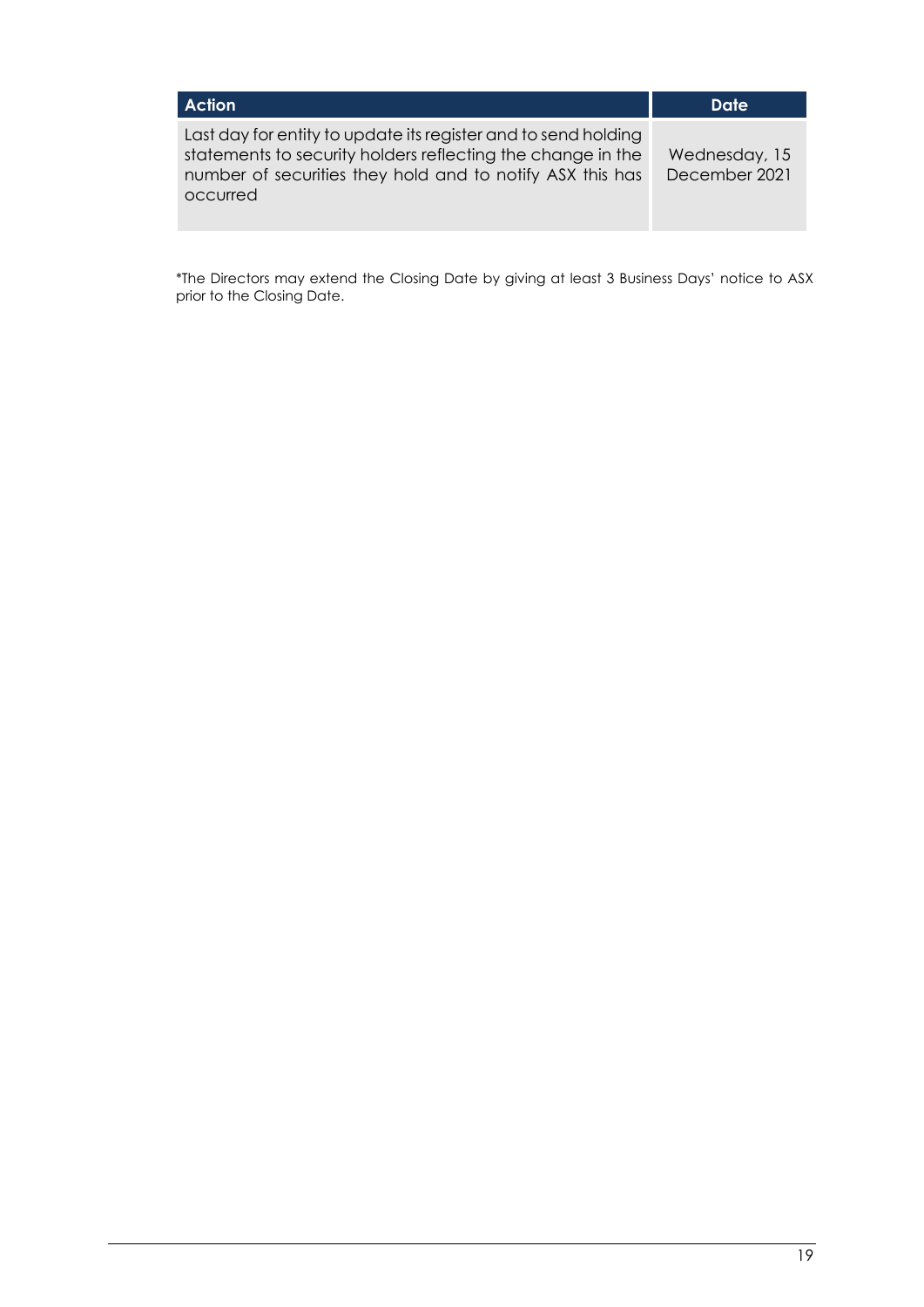| Action | Date |
|---|---|
| Last day for entity to update its register and to send holding statements to security holders reflecting the change in the number of securities they hold and to notify ASX this has occurred | Wednesday, 15 December 2021 |

*The Directors may extend the Closing Date by giving at least 3 Business Days' notice to ASX prior to the Closing Date.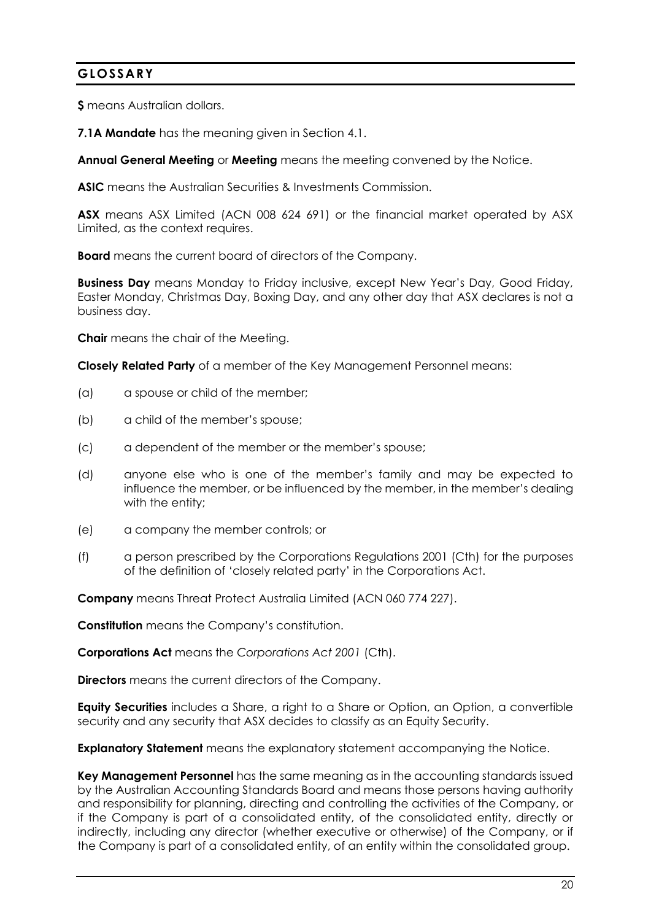## GLOSSARY

**$** means Australian dollars.

**7.1A Mandate** has the meaning given in Section 4.1.

**Annual General Meeting** or **Meeting** means the meeting convened by the Notice.

**ASIC** means the Australian Securities & Investments Commission.

**ASX** means ASX Limited (ACN 008 624 691) or the financial market operated by ASX Limited, as the context requires.

**Board** means the current board of directors of the Company.

**Business Day** means Monday to Friday inclusive, except New Year's Day, Good Friday, Easter Monday, Christmas Day, Boxing Day, and any other day that ASX declares is not a business day.

**Chair** means the chair of the Meeting.

**Closely Related Party** of a member of the Key Management Personnel means:

(a) a spouse or child of the member;

(b) a child of the member's spouse;

(c) a dependent of the member or the member's spouse;

(d) anyone else who is one of the member's family and may be expected to influence the member, or be influenced by the member, in the member's dealing with the entity;

(e) a company the member controls; or

(f) a person prescribed by the Corporations Regulations 2001 (Cth) for the purposes of the definition of 'closely related party' in the Corporations Act.

**Company** means Threat Protect Australia Limited (ACN 060 774 227).

**Constitution** means the Company's constitution.

**Corporations Act** means the *Corporations Act 2001* (Cth).

**Directors** means the current directors of the Company.

**Equity Securities** includes a Share, a right to a Share or Option, an Option, a convertible security and any security that ASX decides to classify as an Equity Security.

**Explanatory Statement** means the explanatory statement accompanying the Notice.

**Key Management Personnel** has the same meaning as in the accounting standards issued by the Australian Accounting Standards Board and means those persons having authority and responsibility for planning, directing and controlling the activities of the Company, or if the Company is part of a consolidated entity, of the consolidated entity, directly or indirectly, including any director (whether executive or otherwise) of the Company, or if the Company is part of a consolidated entity, of an entity within the consolidated group.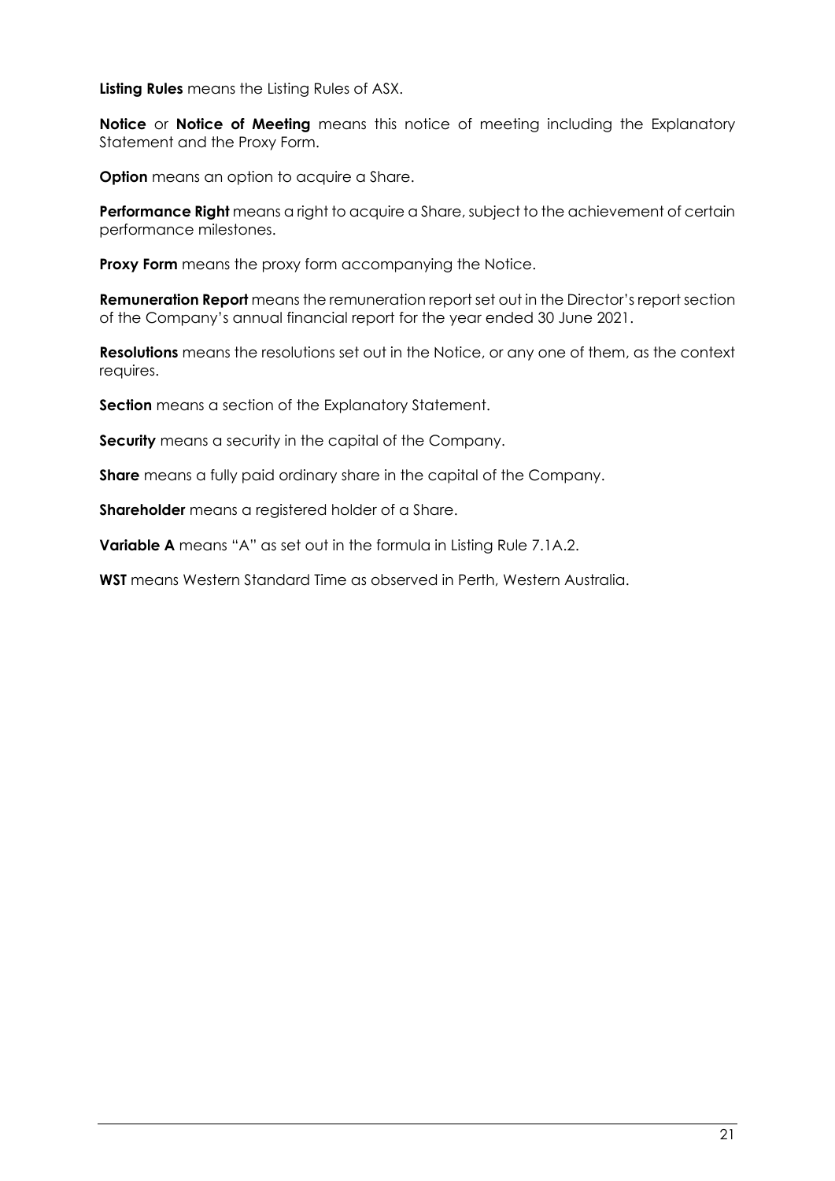**Listing Rules** means the Listing Rules of ASX.

**Notice** or **Notice of Meeting** means this notice of meeting including the Explanatory Statement and the Proxy Form.

**Option** means an option to acquire a Share.

**Performance Right** means a right to acquire a Share, subject to the achievement of certain performance milestones.

**Proxy Form** means the proxy form accompanying the Notice.

**Remuneration Report** means the remuneration report set out in the Director's report section of the Company's annual financial report for the year ended 30 June 2021.

**Resolutions** means the resolutions set out in the Notice, or any one of them, as the context requires.

**Section** means a section of the Explanatory Statement.

**Security** means a security in the capital of the Company.

**Share** means a fully paid ordinary share in the capital of the Company.

**Shareholder** means a registered holder of a Share.

**Variable A** means "A" as set out in the formula in Listing Rule 7.1A.2.

**WST** means Western Standard Time as observed in Perth, Western Australia.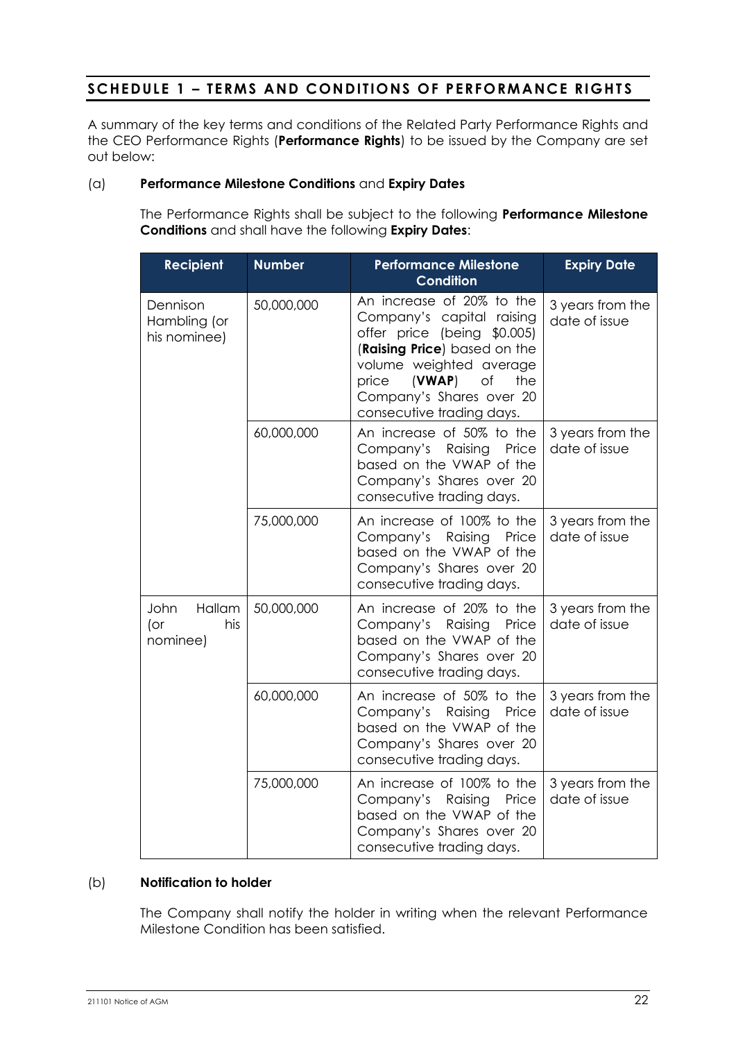## SCHEDULE 1 – TERMS AND CONDITIONS OF PERFORMANCE RIGHTS

A summary of the key terms and conditions of the Related Party Performance Rights and the CEO Performance Rights (**Performance Rights**) to be issued by the Company are set out below:

(a) **Performance Milestone Conditions** and **Expiry Dates**

The Performance Rights shall be subject to the following **Performance Milestone Conditions** and shall have the following **Expiry Dates**:

| Recipient | Number | Performance Milestone Condition | Expiry Date |
|---|---|---|---|
| Dennison Hambling (or his nominee) | 50,000,000 | An increase of 20% to the Company's capital raising offer price (being $0.005) (**Raising Price**) based on the volume weighted average price (**VWAP**) of the Company's Shares over 20 consecutive trading days. | 3 years from the date of issue |
| | 60,000,000 | An increase of 50% to the Company's Raising Price based on the VWAP of the Company's Shares over 20 consecutive trading days. | 3 years from the date of issue |
| | 75,000,000 | An increase of 100% to the Company's Raising Price based on the VWAP of the Company's Shares over 20 consecutive trading days. | 3 years from the date of issue |
| John Hallam (or his nominee) | 50,000,000 | An increase of 20% to the Company's Raising Price based on the VWAP of the Company's Shares over 20 consecutive trading days. | 3 years from the date of issue |
| | 60,000,000 | An increase of 50% to the Company's Raising Price based on the VWAP of the Company's Shares over 20 consecutive trading days. | 3 years from the date of issue |
| | 75,000,000 | An increase of 100% to the Company's Raising Price based on the VWAP of the Company's Shares over 20 consecutive trading days. | 3 years from the date of issue |

(b) **Notification to holder**

The Company shall notify the holder in writing when the relevant Performance Milestone Condition has been satisfied.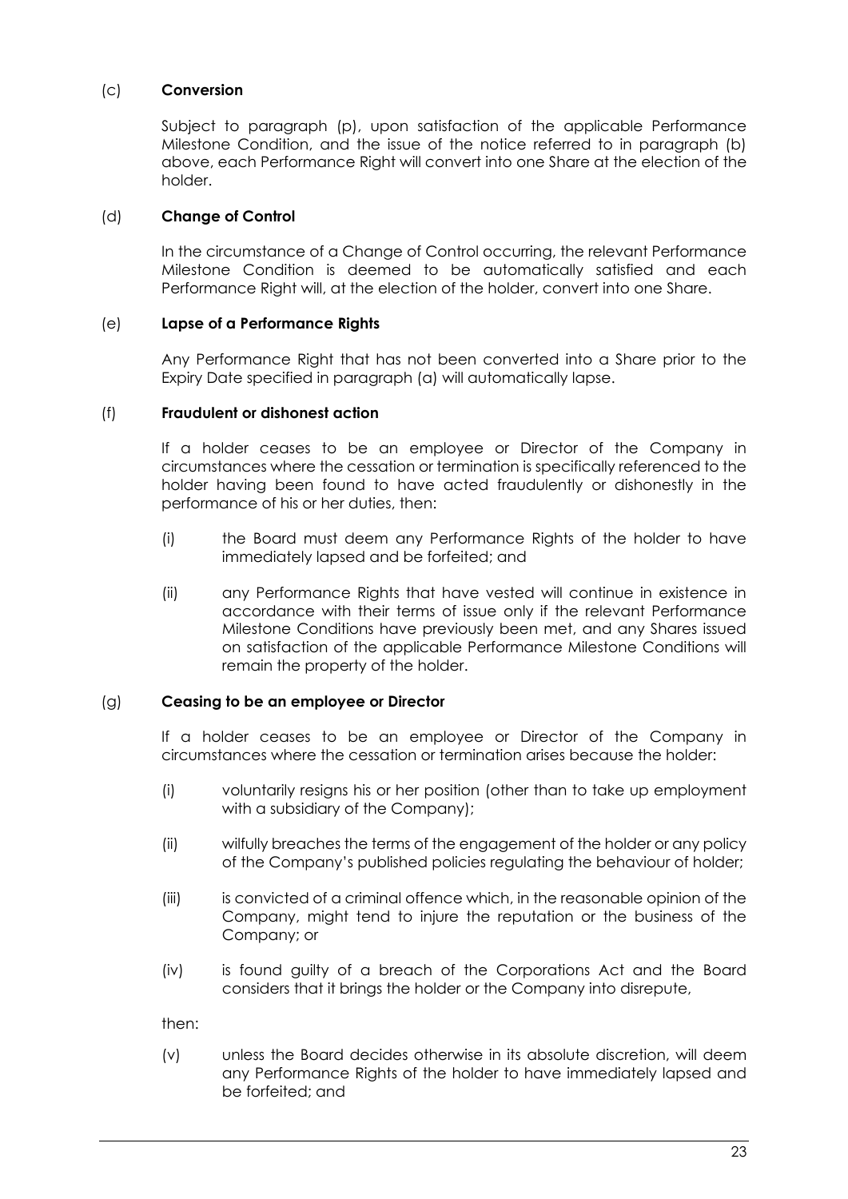(c) **Conversion**

Subject to paragraph (p), upon satisfaction of the applicable Performance Milestone Condition, and the issue of the notice referred to in paragraph (b) above, each Performance Right will convert into one Share at the election of the holder.

(d) **Change of Control**

In the circumstance of a Change of Control occurring, the relevant Performance Milestone Condition is deemed to be automatically satisfied and each Performance Right will, at the election of the holder, convert into one Share.

(e) **Lapse of a Performance Rights**

Any Performance Right that has not been converted into a Share prior to the Expiry Date specified in paragraph (a) will automatically lapse.

(f) **Fraudulent or dishonest action**

If a holder ceases to be an employee or Director of the Company in circumstances where the cessation or termination is specifically referenced to the holder having been found to have acted fraudulently or dishonestly in the performance of his or her duties, then:

(i) the Board must deem any Performance Rights of the holder to have immediately lapsed and be forfeited; and

(ii) any Performance Rights that have vested will continue in existence in accordance with their terms of issue only if the relevant Performance Milestone Conditions have previously been met, and any Shares issued on satisfaction of the applicable Performance Milestone Conditions will remain the property of the holder.

(g) **Ceasing to be an employee or Director**

If a holder ceases to be an employee or Director of the Company in circumstances where the cessation or termination arises because the holder:

(i) voluntarily resigns his or her position (other than to take up employment with a subsidiary of the Company);

(ii) wilfully breaches the terms of the engagement of the holder or any policy of the Company's published policies regulating the behaviour of holder;

(iii) is convicted of a criminal offence which, in the reasonable opinion of the Company, might tend to injure the reputation or the business of the Company; or

(iv) is found guilty of a breach of the Corporations Act and the Board considers that it brings the holder or the Company into disrepute,

then:

(v) unless the Board decides otherwise in its absolute discretion, will deem any Performance Rights of the holder to have immediately lapsed and be forfeited; and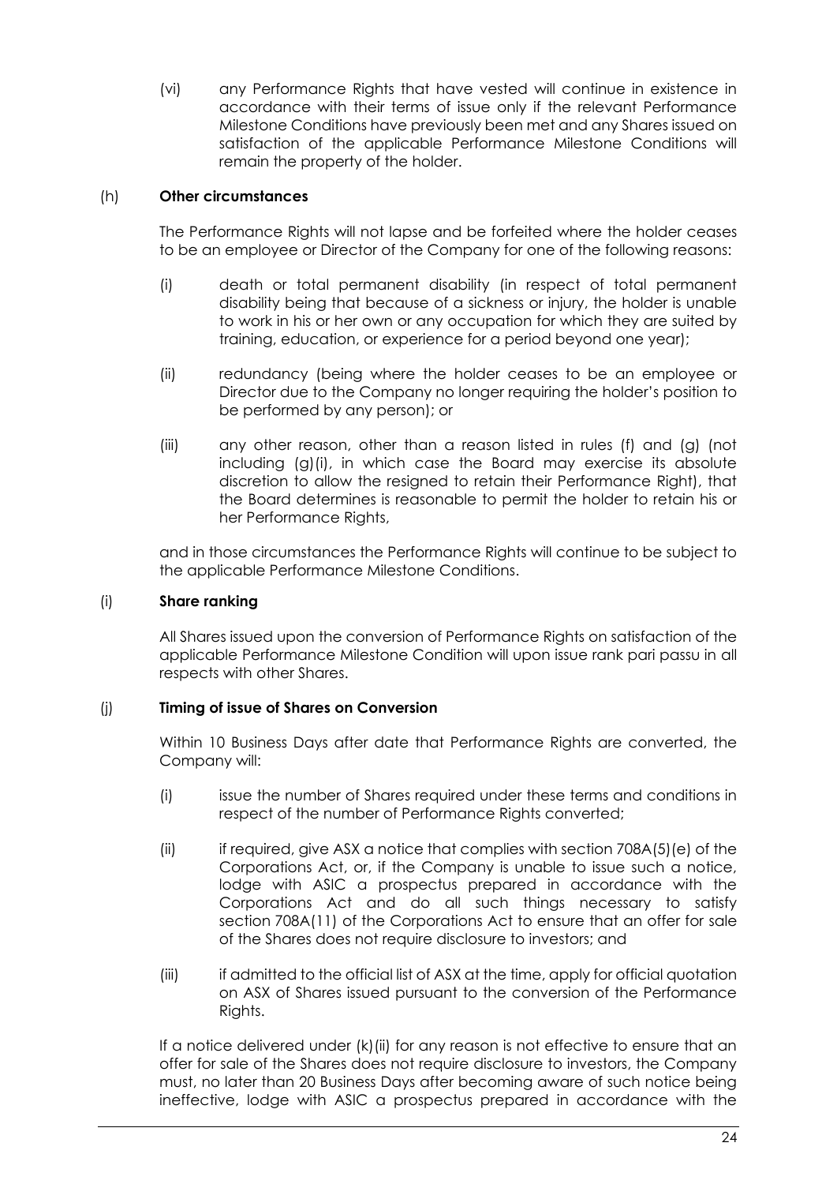(vi) any Performance Rights that have vested will continue in existence in accordance with their terms of issue only if the relevant Performance Milestone Conditions have previously been met and any Shares issued on satisfaction of the applicable Performance Milestone Conditions will remain the property of the holder.

(h) **Other circumstances**

The Performance Rights will not lapse and be forfeited where the holder ceases to be an employee or Director of the Company for one of the following reasons:

(i) death or total permanent disability (in respect of total permanent disability being that because of a sickness or injury, the holder is unable to work in his or her own or any occupation for which they are suited by training, education, or experience for a period beyond one year);

(ii) redundancy (being where the holder ceases to be an employee or Director due to the Company no longer requiring the holder's position to be performed by any person); or

(iii) any other reason, other than a reason listed in rules (f) and (g) (not including (g)(i), in which case the Board may exercise its absolute discretion to allow the resigned to retain their Performance Right), that the Board determines is reasonable to permit the holder to retain his or her Performance Rights,

and in those circumstances the Performance Rights will continue to be subject to the applicable Performance Milestone Conditions.

(i) **Share ranking**

All Shares issued upon the conversion of Performance Rights on satisfaction of the applicable Performance Milestone Condition will upon issue rank pari passu in all respects with other Shares.

(j) **Timing of issue of Shares on Conversion**

Within 10 Business Days after date that Performance Rights are converted, the Company will:

(i) issue the number of Shares required under these terms and conditions in respect of the number of Performance Rights converted;

(ii) if required, give ASX a notice that complies with section 708A(5)(e) of the Corporations Act, or, if the Company is unable to issue such a notice, lodge with ASIC a prospectus prepared in accordance with the Corporations Act and do all such things necessary to satisfy section 708A(11) of the Corporations Act to ensure that an offer for sale of the Shares does not require disclosure to investors; and

(iii) if admitted to the official list of ASX at the time, apply for official quotation on ASX of Shares issued pursuant to the conversion of the Performance Rights.

If a notice delivered under (k)(ii) for any reason is not effective to ensure that an offer for sale of the Shares does not require disclosure to investors, the Company must, no later than 20 Business Days after becoming aware of such notice being ineffective, lodge with ASIC a prospectus prepared in accordance with the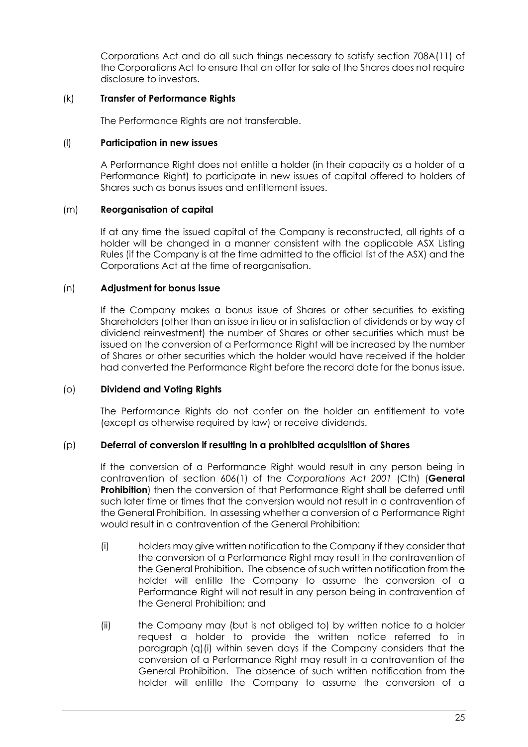Corporations Act and do all such things necessary to satisfy section 708A(11) of the Corporations Act to ensure that an offer for sale of the Shares does not require disclosure to investors.

(k) **Transfer of Performance Rights**

The Performance Rights are not transferable.

(l) **Participation in new issues**

A Performance Right does not entitle a holder (in their capacity as a holder of a Performance Right) to participate in new issues of capital offered to holders of Shares such as bonus issues and entitlement issues.

(m) **Reorganisation of capital**

If at any time the issued capital of the Company is reconstructed, all rights of a holder will be changed in a manner consistent with the applicable ASX Listing Rules (if the Company is at the time admitted to the official list of the ASX) and the Corporations Act at the time of reorganisation.

(n) **Adjustment for bonus issue**

If the Company makes a bonus issue of Shares or other securities to existing Shareholders (other than an issue in lieu or in satisfaction of dividends or by way of dividend reinvestment) the number of Shares or other securities which must be issued on the conversion of a Performance Right will be increased by the number of Shares or other securities which the holder would have received if the holder had converted the Performance Right before the record date for the bonus issue.

(o) **Dividend and Voting Rights**

The Performance Rights do not confer on the holder an entitlement to vote (except as otherwise required by law) or receive dividends.

(p) **Deferral of conversion if resulting in a prohibited acquisition of Shares**

If the conversion of a Performance Right would result in any person being in contravention of section 606(1) of the *Corporations Act 2001* (Cth) (**General Prohibition**) then the conversion of that Performance Right shall be deferred until such later time or times that the conversion would not result in a contravention of the General Prohibition. In assessing whether a conversion of a Performance Right would result in a contravention of the General Prohibition:

(i) holders may give written notification to the Company if they consider that the conversion of a Performance Right may result in the contravention of the General Prohibition. The absence of such written notification from the holder will entitle the Company to assume the conversion of a Performance Right will not result in any person being in contravention of the General Prohibition; and

(ii) the Company may (but is not obliged to) by written notice to a holder request a holder to provide the written notice referred to in paragraph (q)(i) within seven days if the Company considers that the conversion of a Performance Right may result in a contravention of the General Prohibition. The absence of such written notification from the holder will entitle the Company to assume the conversion of a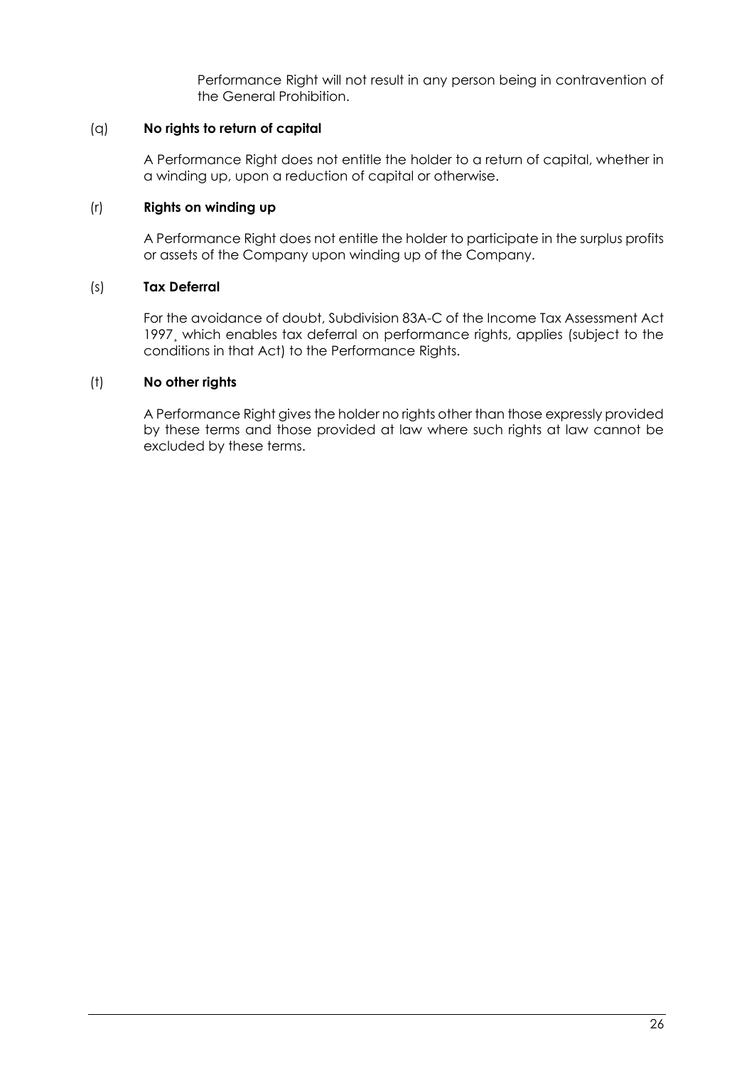Performance Right will not result in any person being in contravention of the General Prohibition.

(q) **No rights to return of capital**

A Performance Right does not entitle the holder to a return of capital, whether in a winding up, upon a reduction of capital or otherwise.

(r) **Rights on winding up**

A Performance Right does not entitle the holder to participate in the surplus profits or assets of the Company upon winding up of the Company.

(s) **Tax Deferral**

For the avoidance of doubt, Subdivision 83A-C of the Income Tax Assessment Act 1997¸ which enables tax deferral on performance rights, applies (subject to the conditions in that Act) to the Performance Rights.

(t) **No other rights**

A Performance Right gives the holder no rights other than those expressly provided by these terms and those provided at law where such rights at law cannot be excluded by these terms.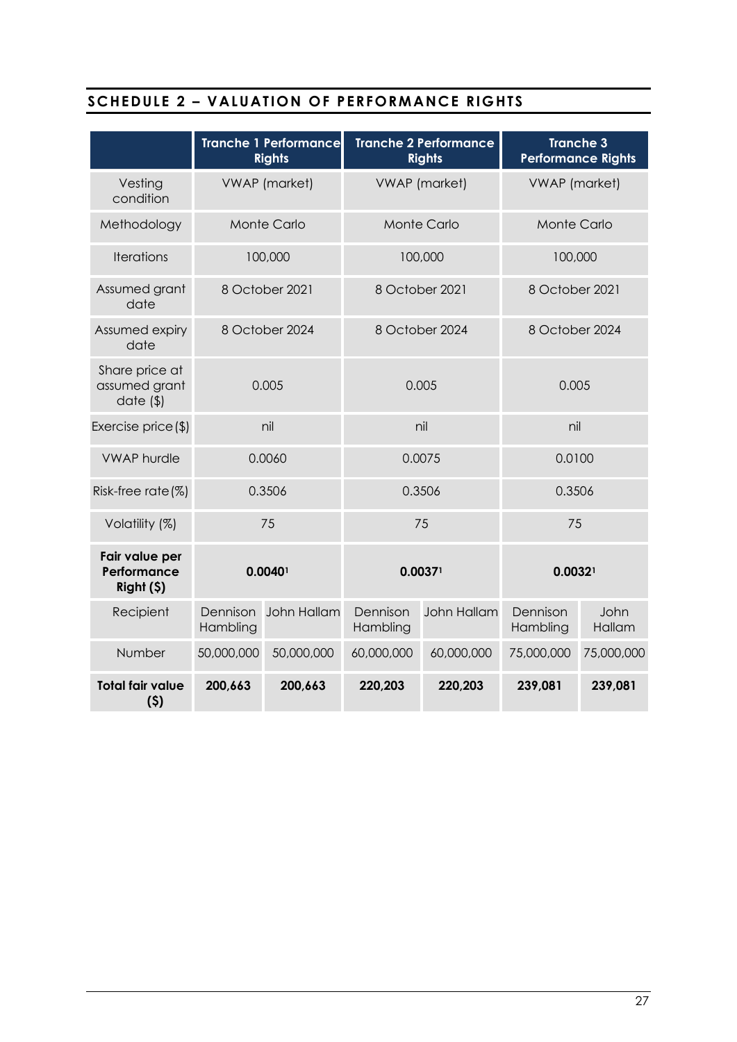## SCHEDULE 2 – VALUATION OF PERFORMANCE RIGHTS

| | **Tranche 1 Performance Rights** | | **Tranche 2 Performance Rights** | | **Tranche 3 Performance Rights** | |
|---|---|---|---|---|---|---|
| Vesting condition | VWAP (market) | | VWAP (market) | | VWAP (market) | |
| Methodology | Monte Carlo | | Monte Carlo | | Monte Carlo | |
| Iterations | 100,000 | | 100,000 | | 100,000 | |
| Assumed grant date | 8 October 2021 | | 8 October 2021 | | 8 October 2021 | |
| Assumed expiry date | 8 October 2024 | | 8 October 2024 | | 8 October 2024 | |
| Share price at assumed grant date ($) | 0.005 | | 0.005 | | 0.005 | |
| Exercise price ($) | nil | | nil | | nil | |
| VWAP hurdle | 0.0060 | | 0.0075 | | 0.0100 | |
| Risk-free rate (%) | 0.3506 | | 0.3506 | | 0.3506 | |
| Volatility (%) | 75 | | 75 | | 75 | |
| **Fair value per Performance Right ($)** | **0.0040**[1] | | **0.0037**[1] | | **0.0032**[1] | |
| Recipient | Dennison Hambling | John Hallam | Dennison Hambling | John Hallam | Dennison Hambling | John Hallam |
| Number | 50,000,000 | 50,000,000 | 60,000,000 | 60,000,000 | 75,000,000 | 75,000,000 |
| **Total fair value ($)** | **200,663** | **200,663** | **220,203** | **220,203** | **239,081** | **239,081** |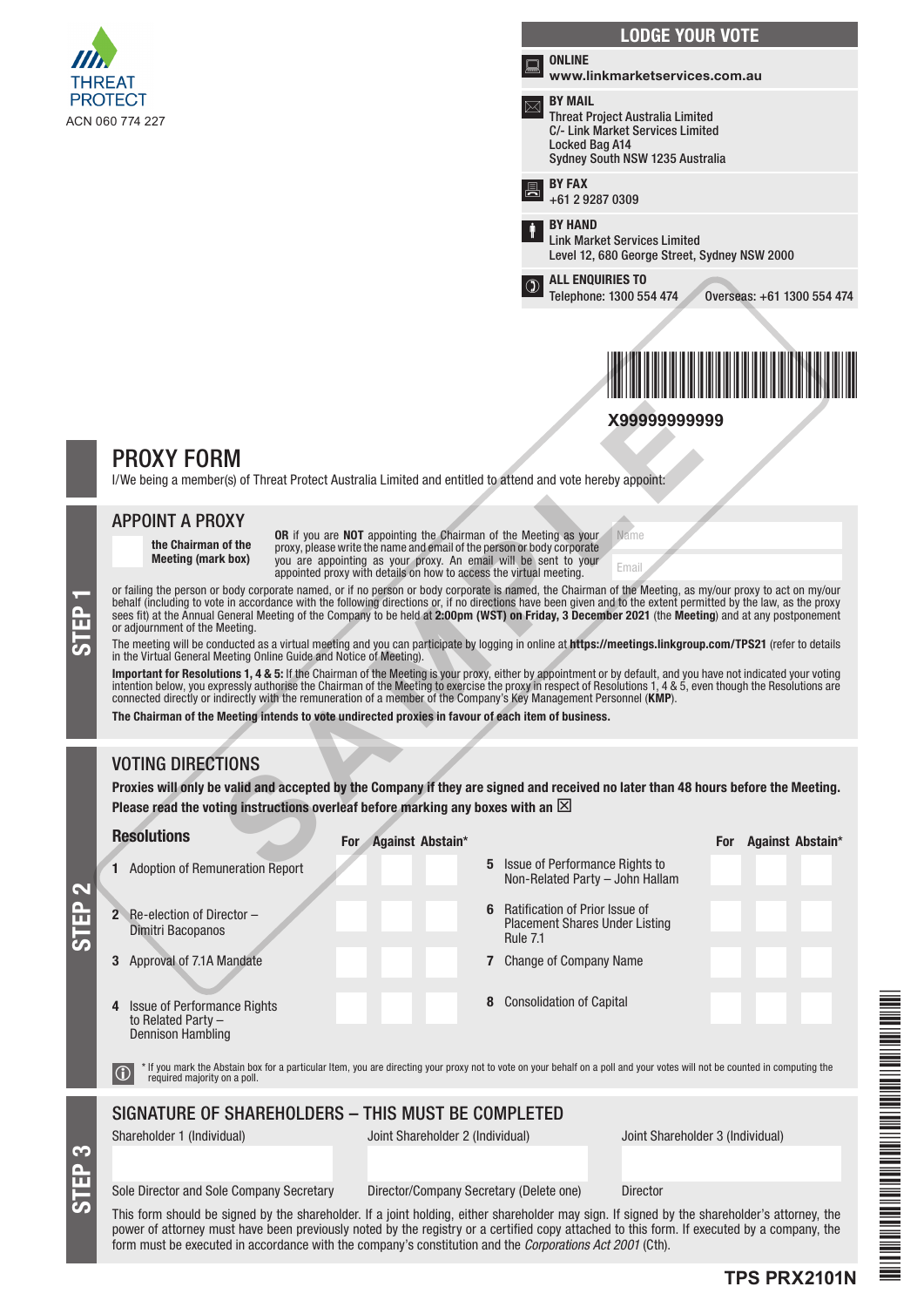THREAT PROTECT
ACN 060 774 227

## LODGE YOUR VOTE

**ONLINE**
www.linkmarketservices.com.au

**BY MAIL**
Threat Project Australia Limited
C/- Link Market Services Limited
Locked Bag A14
Sydney South NSW 1235 Australia

**BY FAX**
+61 2 9287 0309

**BY HAND**
Link Market Services Limited
Level 12, 680 George Street, Sydney NSW 2000

**ALL ENQUIRIES TO**
Telephone: 1300 554 474     Overseas: +61 1300 554 474

X99999999999

# PROXY FORM

I/We being a member(s) of Threat Protect Australia Limited and entitled to attend and vote hereby appoint:

## STEP 1

## APPOINT A PROXY

**the Chairman of the Meeting (mark box)**

**OR** if you are **NOT** appointing the Chairman of the Meeting as your proxy, please write the name and email of the person or body corporate you are appointing as your proxy. An email will be sent to your appointed proxy with details on how to access the virtual meeting.

Name

Email

or failing the person or body corporate named, or if no person or body corporate is named, the Chairman of the Meeting, as my/our proxy to act on my/our behalf (including to vote in accordance with the following directions or, if no directions have been given and to the extent permitted by the law, as the proxy sees fit) at the Annual General Meeting of the Company to be held at **2:00pm (WST) on Friday, 3 December 2021** (the **Meeting**) and at any postponement or adjournment of the Meeting.

The meeting will be conducted as a virtual meeting and you can participate by logging in online at **https://meetings.linkgroup.com/TPS21** (refer to details in the Virtual General Meeting Online Guide and Notice of Meeting).

**Important for Resolutions 1, 4 & 5:** If the Chairman of the Meeting is your proxy, either by appointment or by default, and you have not indicated your voting intention below, you expressly authorise the Chairman of the Meeting to exercise the proxy in respect of Resolutions 1, 4 & 5, even though the Resolutions are connected directly or indirectly with the remuneration of a member of the Company's Key Management Personnel (**KMP**).

**The Chairman of the Meeting intends to vote undirected proxies in favour of each item of business.**

## STEP 2

## VOTING DIRECTIONS

**Proxies will only be valid and accepted by the Company if they are signed and received no later than 48 hours before the Meeting.**
**Please read the voting instructions overleaf before marking any boxes with an ☒**

| Resolutions | For | Against | Abstain* |
|---|---|---|---|
| 1 Adoption of Remuneration Report | | | |
| 2 Re-election of Director – Dimitri Bacopanos | | | |
| 3 Approval of 7.1A Mandate | | | |
| 4 Issue of Performance Rights to Related Party – Dennison Hambling | | | |
| 5 Issue of Performance Rights to Non-Related Party – John Hallam | | | |
| 6 Ratification of Prior Issue of Placement Shares Under Listing Rule 7.1 | | | |
| 7 Change of Company Name | | | |
| 8 Consolidation of Capital | | | |

\* If you mark the Abstain box for a particular Item, you are directing your proxy not to vote on your behalf on a poll and your votes will not be counted in computing the required majority on a poll.

## STEP 3

## SIGNATURE OF SHAREHOLDERS – THIS MUST BE COMPLETED

| Shareholder 1 (Individual) | Joint Shareholder 2 (Individual) | Joint Shareholder 3 (Individual) |
|---|---|---|
| | | |
| Sole Director and Sole Company Secretary | Director/Company Secretary (Delete one) | Director |

This form should be signed by the shareholder. If a joint holding, either shareholder may sign. If signed by the shareholder's attorney, the power of attorney must have been previously noted by the registry or a certified copy attached to this form. If executed by a company, the form must be executed in accordance with the company's constitution and the *Corporations Act 2001* (Cth).

**TPS PRX2101N**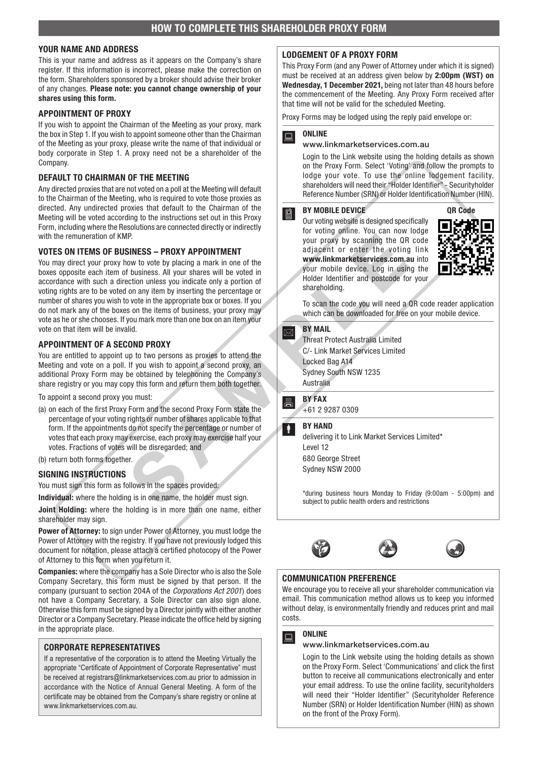# HOW TO COMPLETE THIS SHAREHOLDER PROXY FORM

### YOUR NAME AND ADDRESS

This is your name and address as it appears on the Company's share register. If this information is incorrect, please make the correction on the form. Shareholders sponsored by a broker should advise their broker of any changes. **Please note: you cannot change ownership of your shares using this form.**

### APPOINTMENT OF PROXY

If you wish to appoint the Chairman of the Meeting as your proxy, mark the box in Step 1. If you wish to appoint someone other than the Chairman of the Meeting as your proxy, please write the name of that individual or body corporate in Step 1. A proxy need not be a shareholder of the Company.

### DEFAULT TO CHAIRMAN OF THE MEETING

Any directed proxies that are not voted on a poll at the Meeting will default to the Chairman of the Meeting, who is required to vote those proxies as directed. Any undirected proxies that default to the Chairman of the Meeting will be voted according to the instructions set out in this Proxy Form, including where the Resolutions are connected directly or indirectly with the remuneration of KMP.

### VOTES ON ITEMS OF BUSINESS – PROXY APPOINTMENT

You may direct your proxy how to vote by placing a mark in one of the boxes opposite each item of business. All your shares will be voted in accordance with such a direction unless you indicate only a portion of voting rights are to be voted on any item by inserting the percentage or number of shares you wish to vote in the appropriate box or boxes. If you do not mark any of the boxes on the items of business, your proxy may vote as he or she chooses. If you mark more than one box on an item your vote on that item will be invalid.

### APPOINTMENT OF A SECOND PROXY

You are entitled to appoint up to two persons as proxies to attend the Meeting and vote on a poll. If you wish to appoint a second proxy, an additional Proxy Form may be obtained by telephoning the Company's share registry or you may copy this form and return them both together.

To appoint a second proxy you must:

(a) on each of the first Proxy Form and the second Proxy Form state the percentage of your voting rights or number of shares applicable to that form. If the appointments do not specify the percentage or number of votes that each proxy may exercise, each proxy may exercise half your votes. Fractions of votes will be disregarded; and

(b) return both forms together.

### SIGNING INSTRUCTIONS

You must sign this form as follows in the spaces provided:

**Individual:** where the holding is in one name, the holder must sign.

**Joint Holding:** where the holding is in more than one name, either shareholder may sign.

**Power of Attorney:** to sign under Power of Attorney, you must lodge the Power of Attorney with the registry. If you have not previously lodged this document for notation, please attach a certified photocopy of the Power of Attorney to this form when you return it.

**Companies:** where the company has a Sole Director who is also the Sole Company Secretary, this form must be signed by that person. If the company (pursuant to section 204A of the *Corporations Act 2001*) does not have a Company Secretary, a Sole Director can also sign alone. Otherwise this form must be signed by a Director jointly with either another Director or a Company Secretary. Please indicate the office held by signing in the appropriate place.

### CORPORATE REPRESENTATIVES

If a representative of the corporation is to attend the Meeting Virtually the appropriate "Certificate of Appointment of Corporate Representative" must be received at registrars@linkmarketservices.com.au prior to admission in accordance with the Notice of Annual General Meeting. A form of the certificate may be obtained from the Company's share registry or online at www.linkmarketservices.com.au.

### LODGEMENT OF A PROXY FORM

This Proxy Form (and any Power of Attorney under which it is signed) must be received at an address given below by **2:00pm (WST) on Wednesday, 1 December 2021,** being not later than 48 hours before the commencement of the Meeting. Any Proxy Form received after that time will not be valid for the scheduled Meeting.

Proxy Forms may be lodged using the reply paid envelope or:

**ONLINE**

www.linkmarketservices.com.au

Login to the Link website using the holding details as shown on the Proxy Form. Select 'Voting' and follow the prompts to lodge your vote. To use the online lodgement facility, shareholders will need their "Holder Identifier" - Securityholder Reference Number (SRN) or Holder Identification Number (HIN).

**BY MOBILE DEVICE**

QR Code

Our voting website is designed specifically for voting online. You can now lodge your proxy by scanning the QR code adjacent or enter the voting link **www.linkmarketservices.com.au** into your mobile device. Log in using the Holder Identifier and postcode for your shareholding.

To scan the code you will need a QR code reader application which can be downloaded for free on your mobile device.

**BY MAIL**

Threat Protect Australia Limited
C/- Link Market Services Limited
Locked Bag A14
Sydney South NSW 1235
Australia

**BY FAX**

+61 2 9287 0309

**BY HAND**

delivering it to Link Market Services Limited*
Level 12
680 George Street
Sydney NSW 2000

*during business hours Monday to Friday (9:00am - 5:00pm) and subject to public health orders and restrictions

### COMMUNICATION PREFERENCE

We encourage you to receive all your shareholder communication via email. This communication method allows us to keep you informed without delay, is environmentally friendly and reduces print and mail costs.

**ONLINE**

www.linkmarketservices.com.au

Login to the Link website using the holding details as shown on the Proxy Form. Select 'Communications' and click the first button to receive all communications electronically and enter your email address. To use the online facility, securityholders will need their "Holder Identifier" (Securityholder Reference Number (SRN) or Holder Identification Number (HIN) as shown on the front of the Proxy Form).